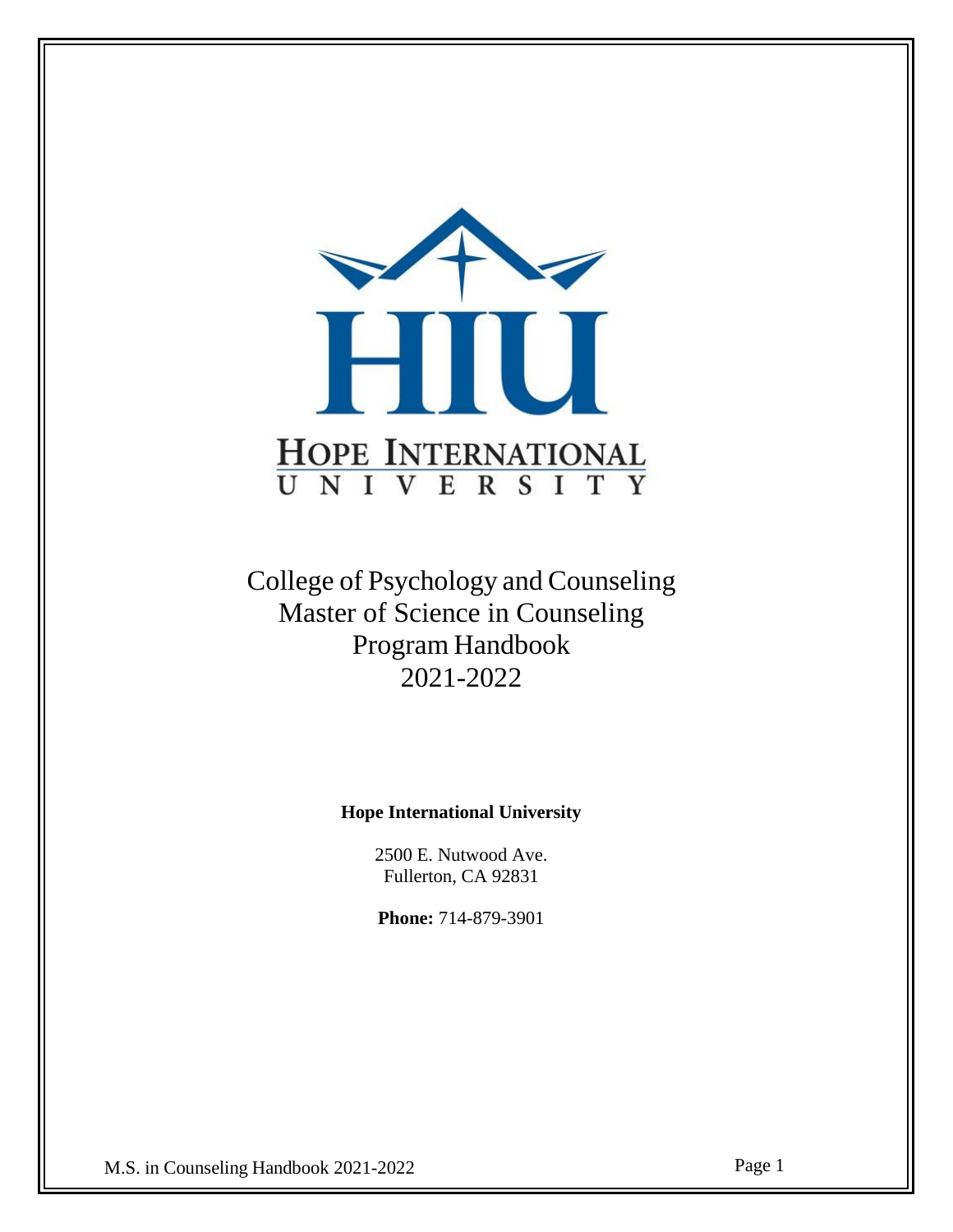HIU

HOPE INTERNATIONAL UNIVERSITY

# College of Psychology and Counseling
# Master of Science in Counseling
# Program Handbook
# 2021-2022

**Hope International University**

2500 E. Nutwood Ave.
Fullerton, CA 92831

**Phone:** 714-879-3901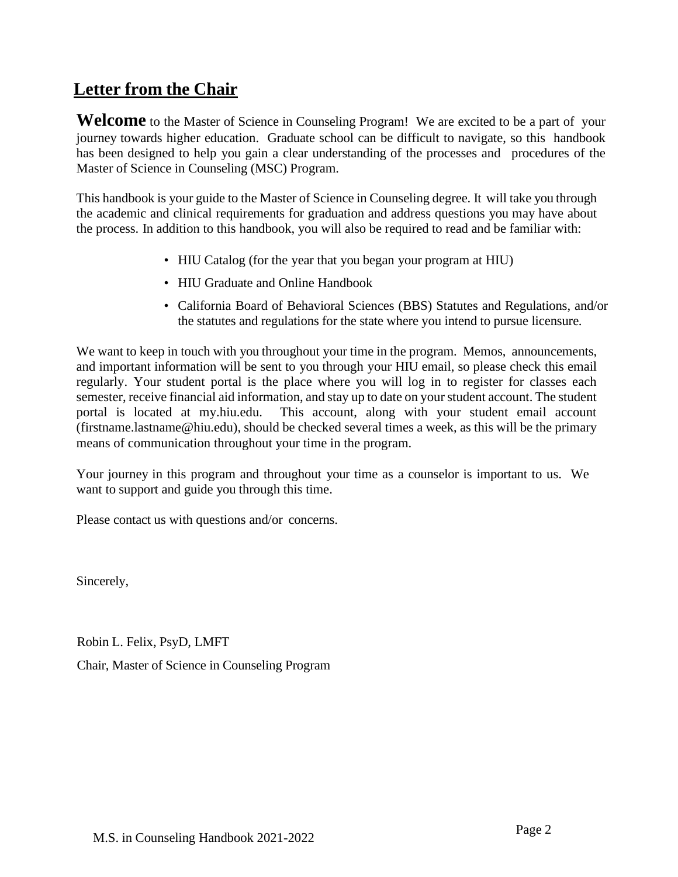## Letter from the Chair

**Welcome** to the Master of Science in Counseling Program! We are excited to be a part of your journey towards higher education. Graduate school can be difficult to navigate, so this handbook has been designed to help you gain a clear understanding of the processes and procedures of the Master of Science in Counseling (MSC) Program.

This handbook is your guide to the Master of Science in Counseling degree. It will take you through the academic and clinical requirements for graduation and address questions you may have about the process. In addition to this handbook, you will also be required to read and be familiar with:

- HIU Catalog (for the year that you began your program at HIU)
- HIU Graduate and Online Handbook
- California Board of Behavioral Sciences (BBS) Statutes and Regulations, and/or the statutes and regulations for the state where you intend to pursue licensure.

We want to keep in touch with you throughout your time in the program. Memos, announcements, and important information will be sent to you through your HIU email, so please check this email regularly. Your student portal is the place where you will log in to register for classes each semester, receive financial aid information, and stay up to date on your student account. The student portal is located at my.hiu.edu. This account, along with your student email account (firstname.lastname@hiu.edu), should be checked several times a week, as this will be the primary means of communication throughout your time in the program.

Your journey in this program and throughout your time as a counselor is important to us. We want to support and guide you through this time.

Please contact us with questions and/or concerns.

Sincerely,

Robin L. Felix, PsyD, LMFT

Chair, Master of Science in Counseling Program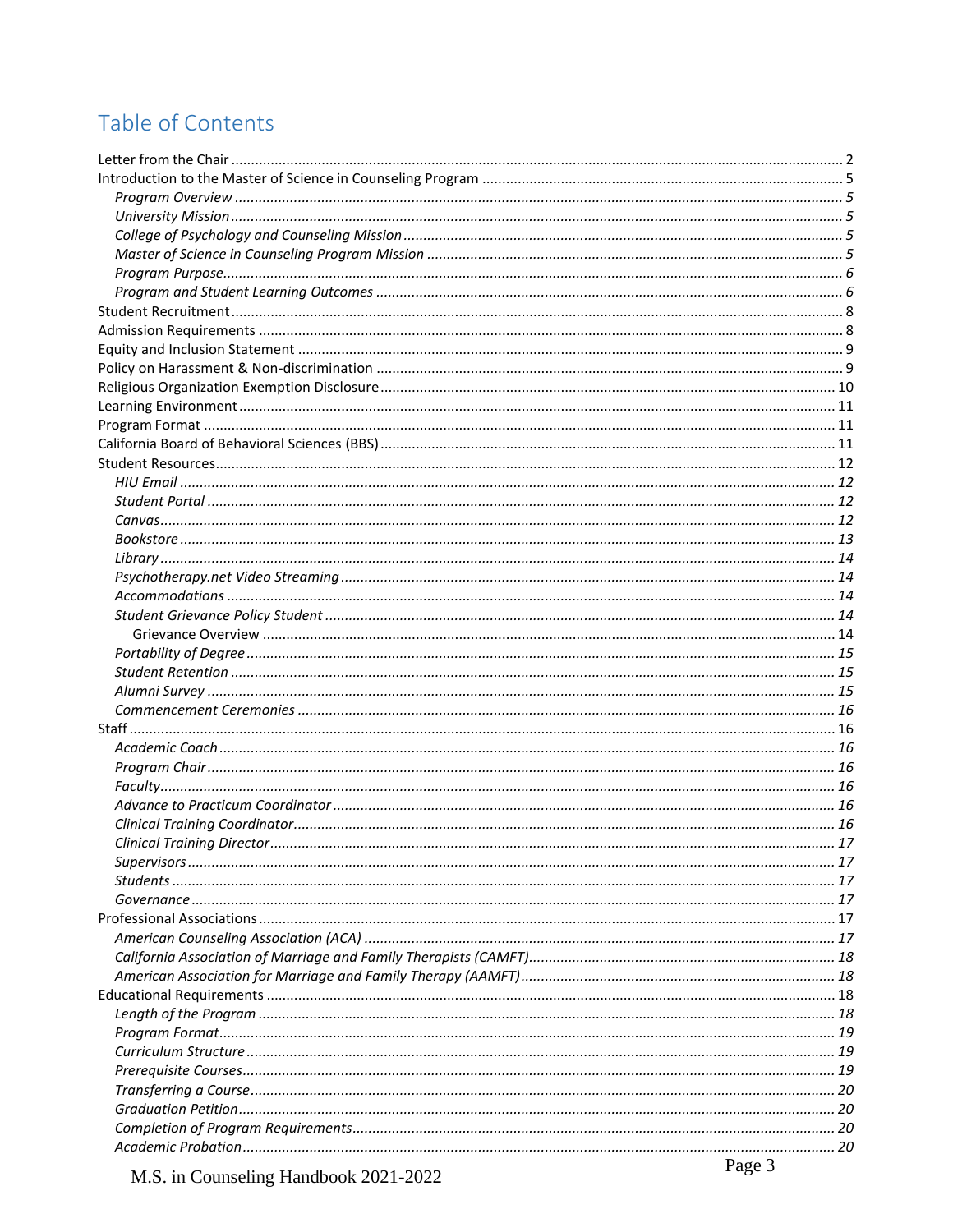# Table of Contents

Letter from the Chair ..... 2
Introduction to the Master of Science in Counseling Program ..... 5
  *Program Overview* ..... 5
  *University Mission* ..... 5
  *College of Psychology and Counseling Mission* ..... 5
  *Master of Science in Counseling Program Mission* ..... 5
  *Program Purpose* ..... 6
  *Program and Student Learning Outcomes* ..... 6
Student Recruitment ..... 8
Admission Requirements ..... 8
Equity and Inclusion Statement ..... 9
Policy on Harassment & Non-discrimination ..... 9
Religious Organization Exemption Disclosure ..... 10
Learning Environment ..... 11
Program Format ..... 11
California Board of Behavioral Sciences (BBS) ..... 11
Student Resources ..... 12
  *HIU Email* ..... 12
  *Student Portal* ..... 12
  *Canvas* ..... 12
  *Bookstore* ..... 13
  *Library* ..... 14
  *Psychotherapy.net Video Streaming* ..... 14
  *Accommodations* ..... 14
  *Student Grievance Policy Student* ..... 14
    Grievance Overview ..... 14
  *Portability of Degree* ..... 15
  *Student Retention* ..... 15
  *Alumni Survey* ..... 15
  *Commencement Ceremonies* ..... 16
Staff ..... 16
  *Academic Coach* ..... 16
  *Program Chair* ..... 16
  *Faculty* ..... 16
  *Advance to Practicum Coordinator* ..... 16
  *Clinical Training Coordinator* ..... 16
  *Clinical Training Director* ..... 17
  *Supervisors* ..... 17
  *Students* ..... 17
  *Governance* ..... 17
Professional Associations ..... 17
  *American Counseling Association (ACA)* ..... 17
  *California Association of Marriage and Family Therapists (CAMFT)* ..... 18
  *American Association for Marriage and Family Therapy (AAMFT)* ..... 18
Educational Requirements ..... 18
  *Length of the Program* ..... 18
  *Program Format* ..... 19
  *Curriculum Structure* ..... 19
  *Prerequisite Courses* ..... 19
  *Transferring a Course* ..... 20
  *Graduation Petition* ..... 20
  *Completion of Program Requirements* ..... 20
  *Academic Probation* ..... 20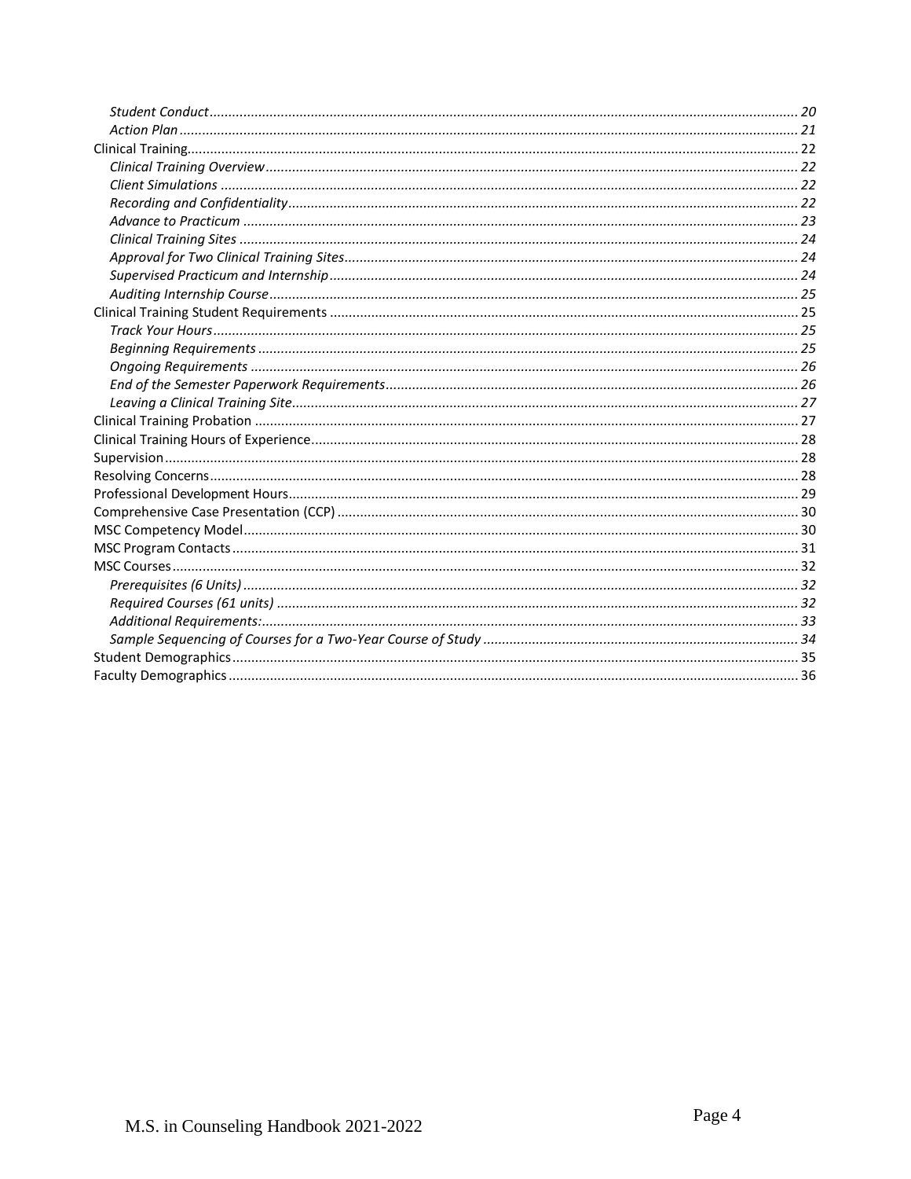*Student Conduct* ........................................................................................................................................... *20*
*Action Plan* ................................................................................................................................................... *21*
Clinical Training ................................................................................................................................................. 22
*Clinical Training Overview* ............................................................................................................................ *22*
*Client Simulations* ........................................................................................................................................ *22*
*Recording and Confidentiality* ...................................................................................................................... *22*
*Advance to Practicum* .................................................................................................................................. *23*
*Clinical Training Sites* ................................................................................................................................... *24*
*Approval for Two Clinical Training Sites* ....................................................................................................... *24*
*Supervised Practicum and Internship* ........................................................................................................... *24*
*Auditing Internship Course* ........................................................................................................................... *25*
Clinical Training Student Requirements ............................................................................................................ 25
*Track Your Hours* .......................................................................................................................................... *25*
*Beginning Requirements* .............................................................................................................................. *25*
*Ongoing Requirements* ................................................................................................................................ *26*
*End of the Semester Paperwork Requirements* ............................................................................................ *26*
*Leaving a Clinical Training Site* ...................................................................................................................... *27*
Clinical Training Probation ................................................................................................................................ 27
Clinical Training Hours of Experience ................................................................................................................ 28
Supervision ........................................................................................................................................................ 28
Resolving Concerns ........................................................................................................................................... 28
Professional Development Hours ...................................................................................................................... 29
Comprehensive Case Presentation (CCP) .......................................................................................................... 30
MSC Competency Model ................................................................................................................................... 30
MSC Program Contacts ..................................................................................................................................... 31
MSC Courses ..................................................................................................................................................... 32
*Prerequisites (6 Units)* .................................................................................................................................. *32*
*Required Courses (61 units)* ......................................................................................................................... *32*
*Additional Requirements:* .............................................................................................................................. *33*
*Sample Sequencing of Courses for a Two-Year Course of Study* ................................................................... *34*
Student Demographics ...................................................................................................................................... 35
Faculty Demographics ....................................................................................................................................... 36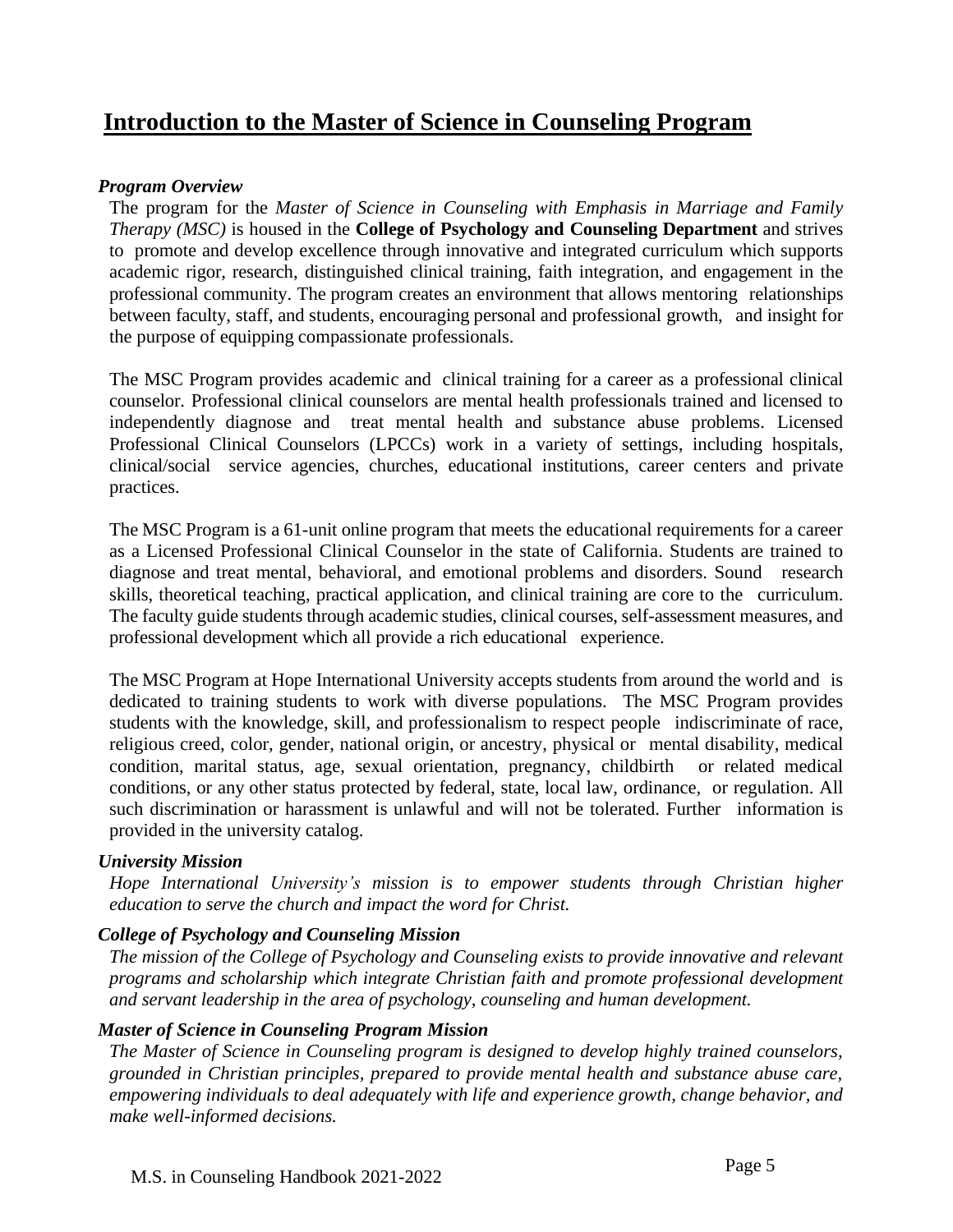# Introduction to the Master of Science in Counseling Program

### *Program Overview*

The program for the *Master of Science in Counseling with Emphasis in Marriage and Family Therapy (MSC)* is housed in the **College of Psychology and Counseling Department** and strives to promote and develop excellence through innovative and integrated curriculum which supports academic rigor, research, distinguished clinical training, faith integration, and engagement in the professional community. The program creates an environment that allows mentoring relationships between faculty, staff, and students, encouraging personal and professional growth, and insight for the purpose of equipping compassionate professionals.

The MSC Program provides academic and clinical training for a career as a professional clinical counselor. Professional clinical counselors are mental health professionals trained and licensed to independently diagnose and treat mental health and substance abuse problems. Licensed Professional Clinical Counselors (LPCCs) work in a variety of settings, including hospitals, clinical/social service agencies, churches, educational institutions, career centers and private practices.

The MSC Program is a 61-unit online program that meets the educational requirements for a career as a Licensed Professional Clinical Counselor in the state of California. Students are trained to diagnose and treat mental, behavioral, and emotional problems and disorders. Sound research skills, theoretical teaching, practical application, and clinical training are core to the curriculum. The faculty guide students through academic studies, clinical courses, self-assessment measures, and professional development which all provide a rich educational experience.

The MSC Program at Hope International University accepts students from around the world and is dedicated to training students to work with diverse populations. The MSC Program provides students with the knowledge, skill, and professionalism to respect people indiscriminate of race, religious creed, color, gender, national origin, or ancestry, physical or mental disability, medical condition, marital status, age, sexual orientation, pregnancy, childbirth or related medical conditions, or any other status protected by federal, state, local law, ordinance, or regulation. All such discrimination or harassment is unlawful and will not be tolerated. Further information is provided in the university catalog.

### *University Mission*

*Hope International University's mission is to empower students through Christian higher education to serve the church and impact the word for Christ.*

### *College of Psychology and Counseling Mission*

*The mission of the College of Psychology and Counseling exists to provide innovative and relevant programs and scholarship which integrate Christian faith and promote professional development and servant leadership in the area of psychology, counseling and human development.*

### *Master of Science in Counseling Program Mission*

*The Master of Science in Counseling program is designed to develop highly trained counselors, grounded in Christian principles, prepared to provide mental health and substance abuse care, empowering individuals to deal adequately with life and experience growth, change behavior, and make well-informed decisions.*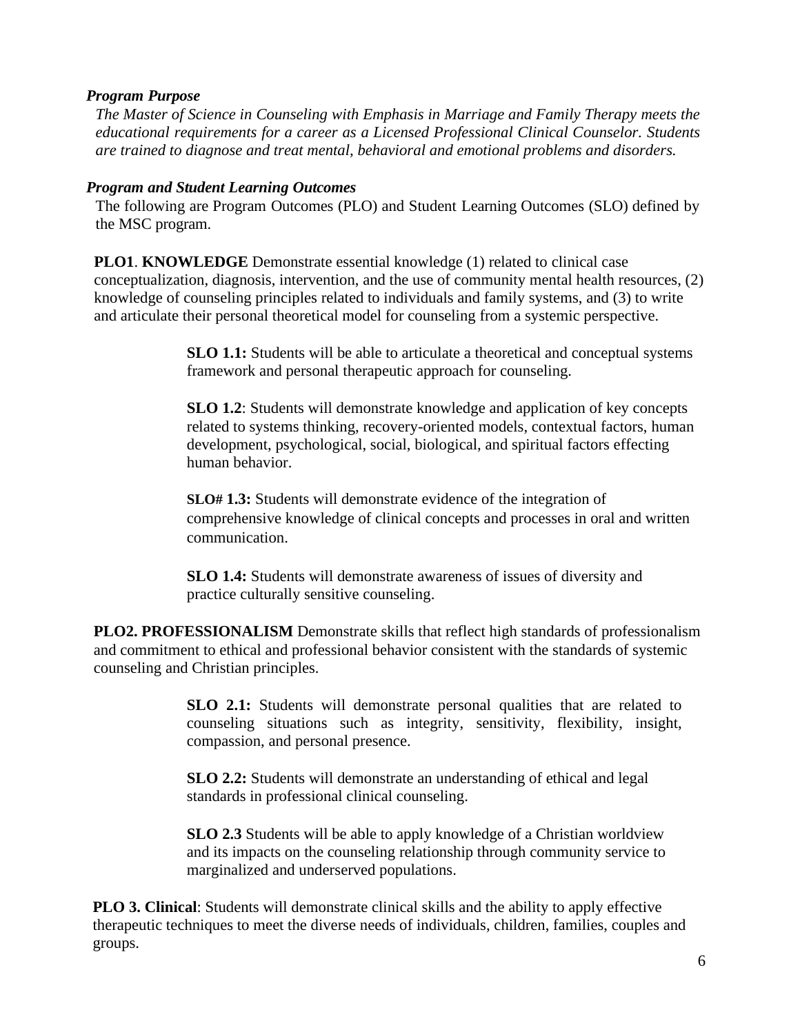***Program Purpose***

*The Master of Science in Counseling with Emphasis in Marriage and Family Therapy meets the educational requirements for a career as a Licensed Professional Clinical Counselor. Students are trained to diagnose and treat mental, behavioral and emotional problems and disorders.*

***Program and Student Learning Outcomes***

The following are Program Outcomes (PLO) and Student Learning Outcomes (SLO) defined by the MSC program.

**PLO1**. **KNOWLEDGE** Demonstrate essential knowledge (1) related to clinical case conceptualization, diagnosis, intervention, and the use of community mental health resources, (2) knowledge of counseling principles related to individuals and family systems, and (3) to write and articulate their personal theoretical model for counseling from a systemic perspective.

> **SLO 1.1:** Students will be able to articulate a theoretical and conceptual systems framework and personal therapeutic approach for counseling.
>
> **SLO 1.2**: Students will demonstrate knowledge and application of key concepts related to systems thinking, recovery-oriented models, contextual factors, human development, psychological, social, biological, and spiritual factors effecting human behavior.
>
> **SLO# 1.3:** Students will demonstrate evidence of the integration of comprehensive knowledge of clinical concepts and processes in oral and written communication.
>
> **SLO 1.4:** Students will demonstrate awareness of issues of diversity and practice culturally sensitive counseling.

**PLO2. PROFESSIONALISM** Demonstrate skills that reflect high standards of professionalism and commitment to ethical and professional behavior consistent with the standards of systemic counseling and Christian principles.

> **SLO 2.1:** Students will demonstrate personal qualities that are related to counseling situations such as integrity, sensitivity, flexibility, insight, compassion, and personal presence.
>
> **SLO 2.2:** Students will demonstrate an understanding of ethical and legal standards in professional clinical counseling.
>
> **SLO 2.3** Students will be able to apply knowledge of a Christian worldview and its impacts on the counseling relationship through community service to marginalized and underserved populations.

**PLO 3. Clinical**: Students will demonstrate clinical skills and the ability to apply effective therapeutic techniques to meet the diverse needs of individuals, children, families, couples and groups.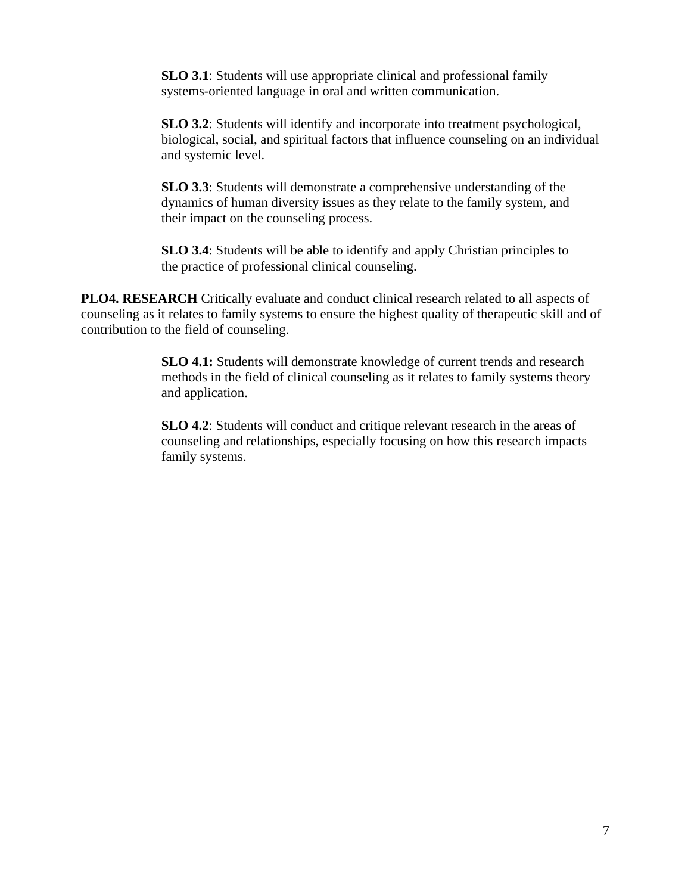**SLO 3.1**: Students will use appropriate clinical and professional family systems-oriented language in oral and written communication.

**SLO 3.2**: Students will identify and incorporate into treatment psychological, biological, social, and spiritual factors that influence counseling on an individual and systemic level.

**SLO 3.3**: Students will demonstrate a comprehensive understanding of the dynamics of human diversity issues as they relate to the family system, and their impact on the counseling process.

**SLO 3.4**: Students will be able to identify and apply Christian principles to the practice of professional clinical counseling.

**PLO4. RESEARCH** Critically evaluate and conduct clinical research related to all aspects of counseling as it relates to family systems to ensure the highest quality of therapeutic skill and of contribution to the field of counseling.

**SLO 4.1:** Students will demonstrate knowledge of current trends and research methods in the field of clinical counseling as it relates to family systems theory and application.

**SLO 4.2**: Students will conduct and critique relevant research in the areas of counseling and relationships, especially focusing on how this research impacts family systems.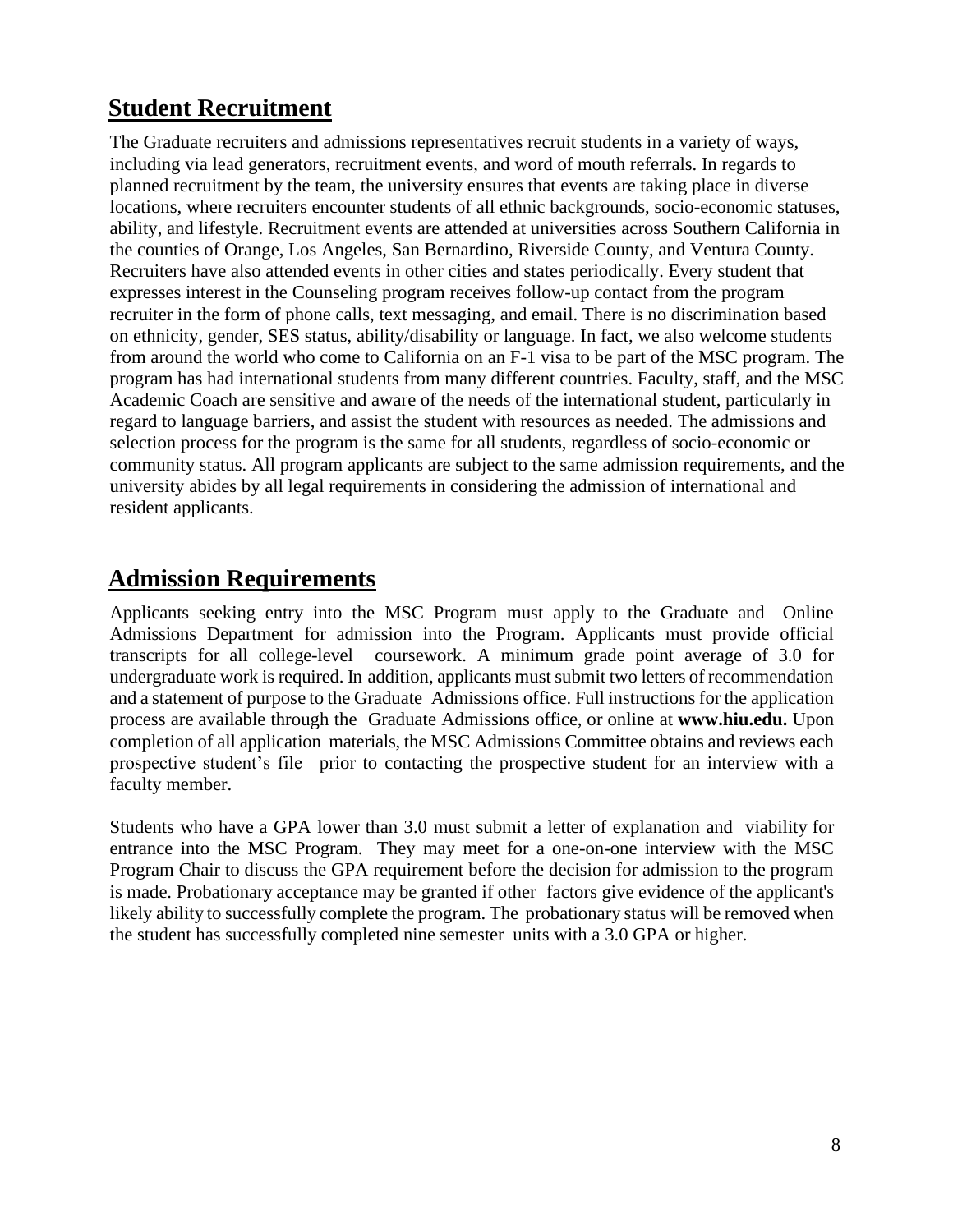## Student Recruitment

The Graduate recruiters and admissions representatives recruit students in a variety of ways, including via lead generators, recruitment events, and word of mouth referrals. In regards to planned recruitment by the team, the university ensures that events are taking place in diverse locations, where recruiters encounter students of all ethnic backgrounds, socio-economic statuses, ability, and lifestyle. Recruitment events are attended at universities across Southern California in the counties of Orange, Los Angeles, San Bernardino, Riverside County, and Ventura County. Recruiters have also attended events in other cities and states periodically. Every student that expresses interest in the Counseling program receives follow-up contact from the program recruiter in the form of phone calls, text messaging, and email. There is no discrimination based on ethnicity, gender, SES status, ability/disability or language. In fact, we also welcome students from around the world who come to California on an F-1 visa to be part of the MSC program. The program has had international students from many different countries. Faculty, staff, and the MSC Academic Coach are sensitive and aware of the needs of the international student, particularly in regard to language barriers, and assist the student with resources as needed. The admissions and selection process for the program is the same for all students, regardless of socio-economic or community status. All program applicants are subject to the same admission requirements, and the university abides by all legal requirements in considering the admission of international and resident applicants.

## Admission Requirements

Applicants seeking entry into the MSC Program must apply to the Graduate and Online Admissions Department for admission into the Program. Applicants must provide official transcripts for all college-level coursework. A minimum grade point average of 3.0 for undergraduate work is required. In addition, applicants must submit two letters of recommendation and a statement of purpose to the Graduate Admissions office. Full instructions for the application process are available through the Graduate Admissions office, or online at **www.hiu.edu.** Upon completion of all application materials, the MSC Admissions Committee obtains and reviews each prospective student's file prior to contacting the prospective student for an interview with a faculty member.

Students who have a GPA lower than 3.0 must submit a letter of explanation and viability for entrance into the MSC Program. They may meet for a one-on-one interview with the MSC Program Chair to discuss the GPA requirement before the decision for admission to the program is made. Probationary acceptance may be granted if other factors give evidence of the applicant's likely ability to successfully complete the program. The probationary status will be removed when the student has successfully completed nine semester units with a 3.0 GPA or higher.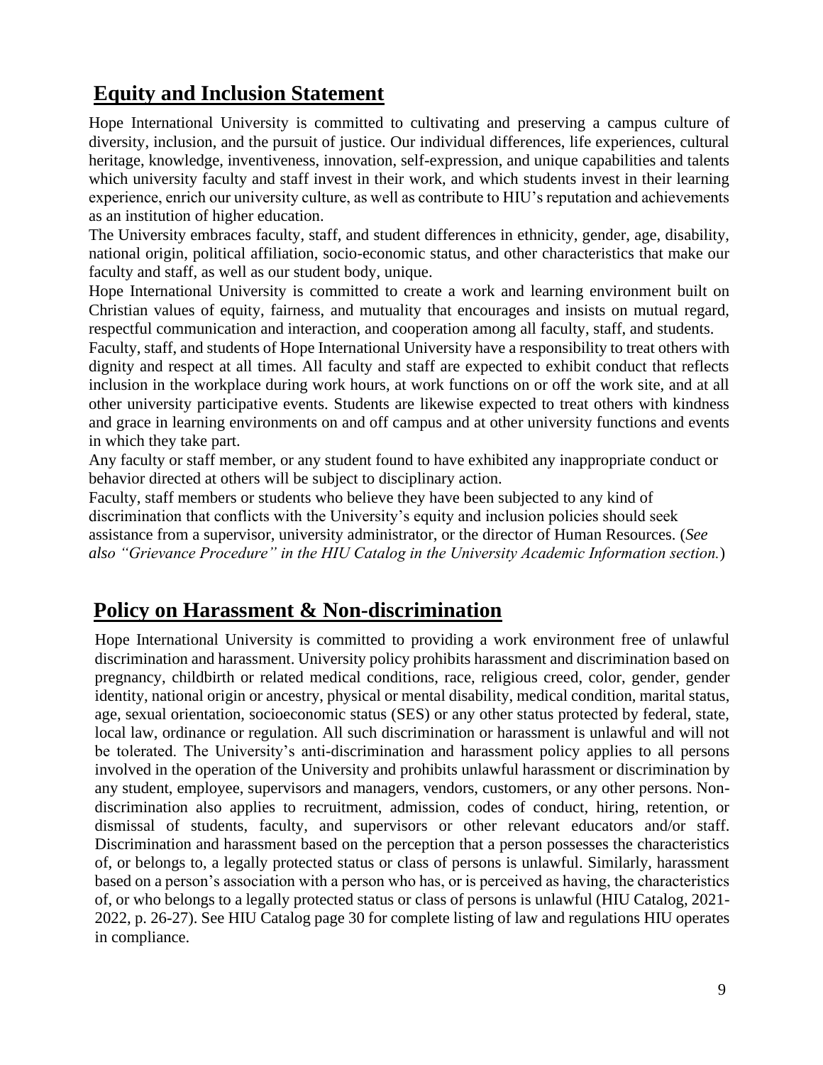## Equity and Inclusion Statement

Hope International University is committed to cultivating and preserving a campus culture of diversity, inclusion, and the pursuit of justice. Our individual differences, life experiences, cultural heritage, knowledge, inventiveness, innovation, self-expression, and unique capabilities and talents which university faculty and staff invest in their work, and which students invest in their learning experience, enrich our university culture, as well as contribute to HIU's reputation and achievements as an institution of higher education.

The University embraces faculty, staff, and student differences in ethnicity, gender, age, disability, national origin, political affiliation, socio-economic status, and other characteristics that make our faculty and staff, as well as our student body, unique.

Hope International University is committed to create a work and learning environment built on Christian values of equity, fairness, and mutuality that encourages and insists on mutual regard, respectful communication and interaction, and cooperation among all faculty, staff, and students.

Faculty, staff, and students of Hope International University have a responsibility to treat others with dignity and respect at all times. All faculty and staff are expected to exhibit conduct that reflects inclusion in the workplace during work hours, at work functions on or off the work site, and at all other university participative events. Students are likewise expected to treat others with kindness and grace in learning environments on and off campus and at other university functions and events in which they take part.

Any faculty or staff member, or any student found to have exhibited any inappropriate conduct or behavior directed at others will be subject to disciplinary action.

Faculty, staff members or students who believe they have been subjected to any kind of discrimination that conflicts with the University's equity and inclusion policies should seek assistance from a supervisor, university administrator, or the director of Human Resources. (*See also "Grievance Procedure" in the HIU Catalog in the University Academic Information section.*)

## Policy on Harassment & Non-discrimination

Hope International University is committed to providing a work environment free of unlawful discrimination and harassment. University policy prohibits harassment and discrimination based on pregnancy, childbirth or related medical conditions, race, religious creed, color, gender, gender identity, national origin or ancestry, physical or mental disability, medical condition, marital status, age, sexual orientation, socioeconomic status (SES) or any other status protected by federal, state, local law, ordinance or regulation. All such discrimination or harassment is unlawful and will not be tolerated. The University's anti-discrimination and harassment policy applies to all persons involved in the operation of the University and prohibits unlawful harassment or discrimination by any student, employee, supervisors and managers, vendors, customers, or any other persons. Non-discrimination also applies to recruitment, admission, codes of conduct, hiring, retention, or dismissal of students, faculty, and supervisors or other relevant educators and/or staff. Discrimination and harassment based on the perception that a person possesses the characteristics of, or belongs to, a legally protected status or class of persons is unlawful. Similarly, harassment based on a person's association with a person who has, or is perceived as having, the characteristics of, or who belongs to a legally protected status or class of persons is unlawful (HIU Catalog, 2021-2022, p. 26-27). See HIU Catalog page 30 for complete listing of law and regulations HIU operates in compliance.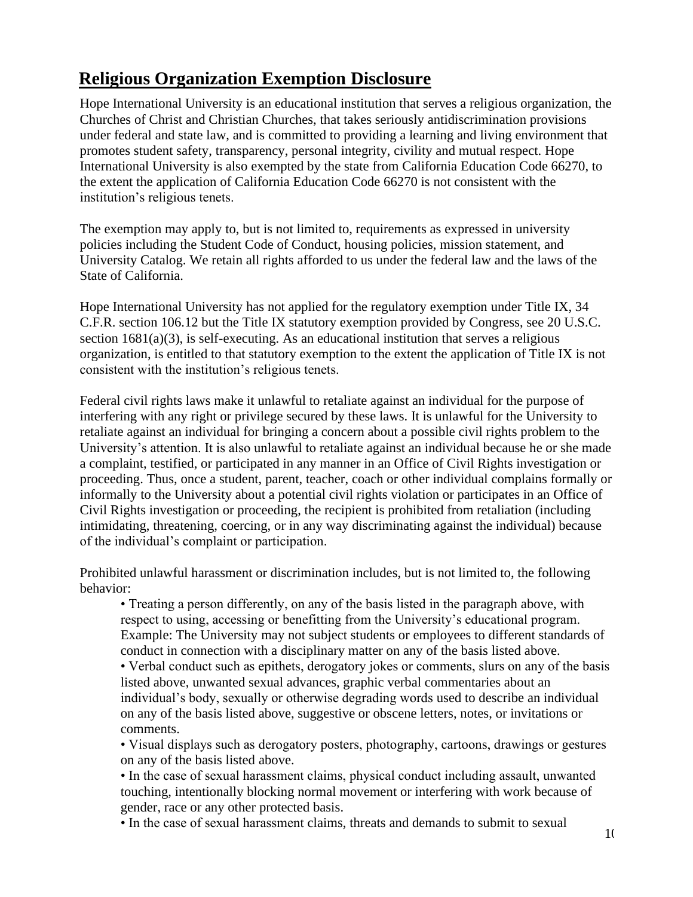## Religious Organization Exemption Disclosure

Hope International University is an educational institution that serves a religious organization, the Churches of Christ and Christian Churches, that takes seriously antidiscrimination provisions under federal and state law, and is committed to providing a learning and living environment that promotes student safety, transparency, personal integrity, civility and mutual respect. Hope International University is also exempted by the state from California Education Code 66270, to the extent the application of California Education Code 66270 is not consistent with the institution's religious tenets.

The exemption may apply to, but is not limited to, requirements as expressed in university policies including the Student Code of Conduct, housing policies, mission statement, and University Catalog. We retain all rights afforded to us under the federal law and the laws of the State of California.

Hope International University has not applied for the regulatory exemption under Title IX, 34 C.F.R. section 106.12 but the Title IX statutory exemption provided by Congress, see 20 U.S.C. section 1681(a)(3), is self-executing. As an educational institution that serves a religious organization, is entitled to that statutory exemption to the extent the application of Title IX is not consistent with the institution's religious tenets.

Federal civil rights laws make it unlawful to retaliate against an individual for the purpose of interfering with any right or privilege secured by these laws. It is unlawful for the University to retaliate against an individual for bringing a concern about a possible civil rights problem to the University's attention. It is also unlawful to retaliate against an individual because he or she made a complaint, testified, or participated in any manner in an Office of Civil Rights investigation or proceeding. Thus, once a student, parent, teacher, coach or other individual complains formally or informally to the University about a potential civil rights violation or participates in an Office of Civil Rights investigation or proceeding, the recipient is prohibited from retaliation (including intimidating, threatening, coercing, or in any way discriminating against the individual) because of the individual's complaint or participation.

Prohibited unlawful harassment or discrimination includes, but is not limited to, the following behavior:

- Treating a person differently, on any of the basis listed in the paragraph above, with respect to using, accessing or benefitting from the University's educational program. Example: The University may not subject students or employees to different standards of conduct in connection with a disciplinary matter on any of the basis listed above.
- Verbal conduct such as epithets, derogatory jokes or comments, slurs on any of the basis listed above, unwanted sexual advances, graphic verbal commentaries about an individual's body, sexually or otherwise degrading words used to describe an individual on any of the basis listed above, suggestive or obscene letters, notes, or invitations or comments.
- Visual displays such as derogatory posters, photography, cartoons, drawings or gestures on any of the basis listed above.
- In the case of sexual harassment claims, physical conduct including assault, unwanted touching, intentionally blocking normal movement or interfering with work because of gender, race or any other protected basis.
- In the case of sexual harassment claims, threats and demands to submit to sexual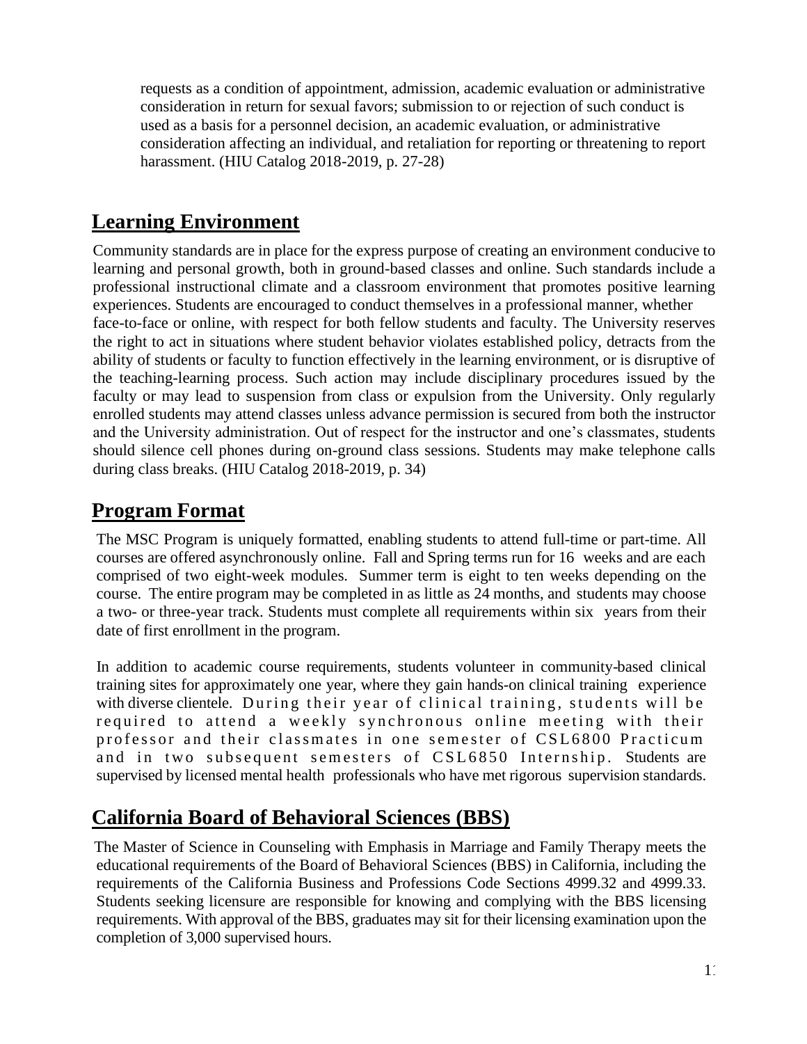requests as a condition of appointment, admission, academic evaluation or administrative consideration in return for sexual favors; submission to or rejection of such conduct is used as a basis for a personnel decision, an academic evaluation, or administrative consideration affecting an individual, and retaliation for reporting or threatening to report harassment. (HIU Catalog 2018-2019, p. 27-28)

## Learning Environment

Community standards are in place for the express purpose of creating an environment conducive to learning and personal growth, both in ground-based classes and online. Such standards include a professional instructional climate and a classroom environment that promotes positive learning experiences. Students are encouraged to conduct themselves in a professional manner, whether face-to-face or online, with respect for both fellow students and faculty. The University reserves the right to act in situations where student behavior violates established policy, detracts from the ability of students or faculty to function effectively in the learning environment, or is disruptive of the teaching-learning process. Such action may include disciplinary procedures issued by the faculty or may lead to suspension from class or expulsion from the University. Only regularly enrolled students may attend classes unless advance permission is secured from both the instructor and the University administration. Out of respect for the instructor and one's classmates, students should silence cell phones during on-ground class sessions. Students may make telephone calls during class breaks. (HIU Catalog 2018-2019, p. 34)

## Program Format

The MSC Program is uniquely formatted, enabling students to attend full-time or part-time. All courses are offered asynchronously online. Fall and Spring terms run for 16 weeks and are each comprised of two eight-week modules. Summer term is eight to ten weeks depending on the course. The entire program may be completed in as little as 24 months, and students may choose a two- or three-year track. Students must complete all requirements within six years from their date of first enrollment in the program.

In addition to academic course requirements, students volunteer in community-based clinical training sites for approximately one year, where they gain hands-on clinical training experience with diverse clientele. During their year of clinical training, students will be required to attend a weekly synchronous online meeting with their professor and their classmates in one semester of CSL6800 Practicum and in two subsequent semesters of CSL6850 Internship. Students are supervised by licensed mental health professionals who have met rigorous supervision standards.

## California Board of Behavioral Sciences (BBS)

The Master of Science in Counseling with Emphasis in Marriage and Family Therapy meets the educational requirements of the Board of Behavioral Sciences (BBS) in California, including the requirements of the California Business and Professions Code Sections 4999.32 and 4999.33. Students seeking licensure are responsible for knowing and complying with the BBS licensing requirements. With approval of the BBS, graduates may sit for their licensing examination upon the completion of 3,000 supervised hours.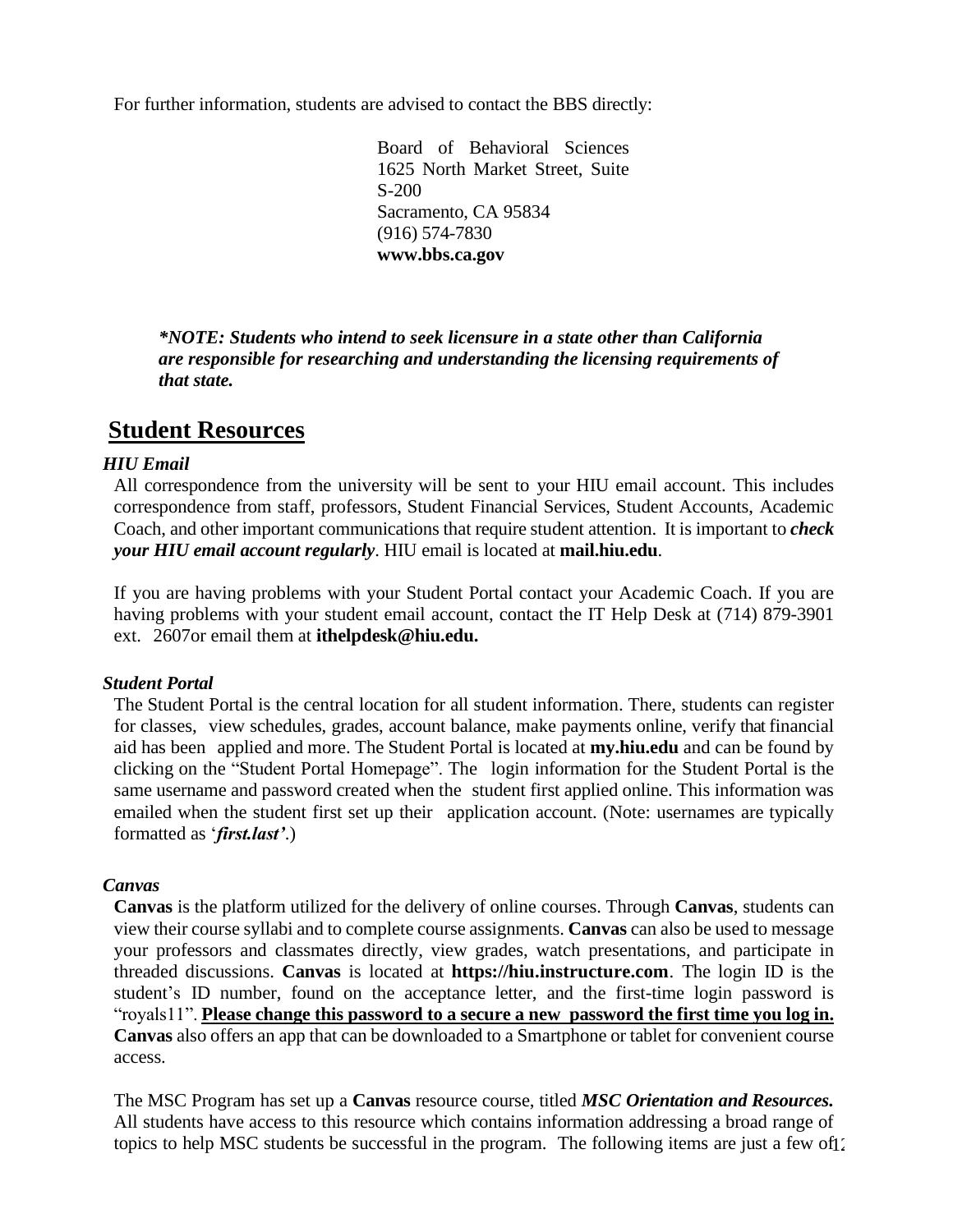For further information, students are advised to contact the BBS directly:

Board of Behavioral Sciences
1625 North Market Street, Suite S-200
Sacramento, CA 95834
(916) 574-7830
**www.bbs.ca.gov**

***NOTE: Students who intend to seek licensure in a state other than California are responsible for researching and understanding the licensing requirements of that state.***

## Student Resources

### *HIU Email*

All correspondence from the university will be sent to your HIU email account. This includes correspondence from staff, professors, Student Financial Services, Student Accounts, Academic Coach, and other important communications that require student attention. It is important to ***check your HIU email account regularly***. HIU email is located at **mail.hiu.edu**.

If you are having problems with your Student Portal contact your Academic Coach. If you are having problems with your student email account, contact the IT Help Desk at (714) 879-3901 ext. 2607or email them at **ithelpdesk@hiu.edu.**

### *Student Portal*

The Student Portal is the central location for all student information. There, students can register for classes, view schedules, grades, account balance, make payments online, verify that financial aid has been applied and more. The Student Portal is located at **my.hiu.edu** and can be found by clicking on the "Student Portal Homepage". The login information for the Student Portal is the same username and password created when the student first applied online. This information was emailed when the student first set up their application account. (Note: usernames are typically formatted as '***first.last'***.)

### *Canvas*

**Canvas** is the platform utilized for the delivery of online courses. Through **Canvas**, students can view their course syllabi and to complete course assignments. **Canvas** can also be used to message your professors and classmates directly, view grades, watch presentations, and participate in threaded discussions. **Canvas** is located at **https://hiu.instructure.com**. The login ID is the student's ID number, found on the acceptance letter, and the first-time login password is "royals11". **Please change this password to a secure a new password the first time you log in.** **Canvas** also offers an app that can be downloaded to a Smartphone or tablet for convenient course access.

The MSC Program has set up a **Canvas** resource course, titled ***MSC Orientation and Resources.*** All students have access to this resource which contains information addressing a broad range of topics to help MSC students be successful in the program. The following items are just a few of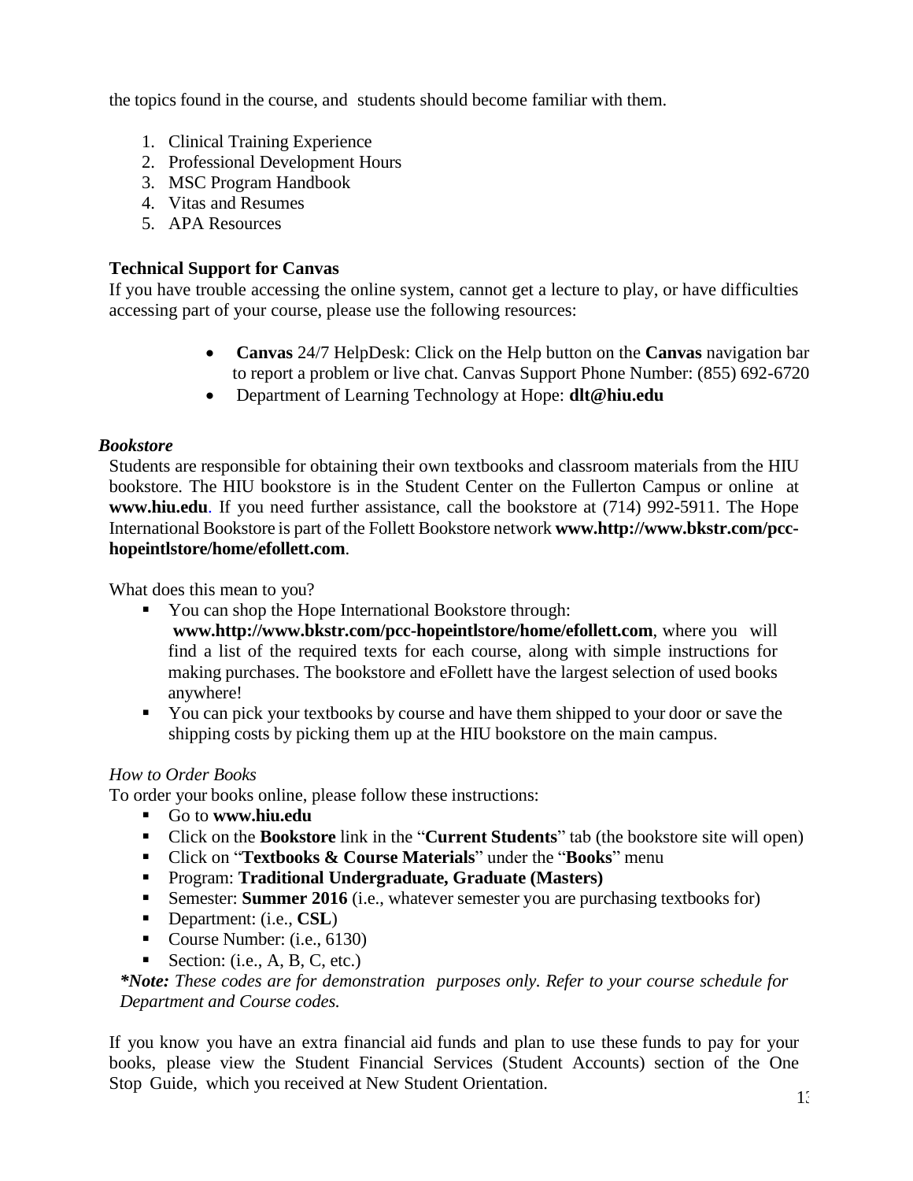the topics found in the course, and students should become familiar with them.

1. Clinical Training Experience
2. Professional Development Hours
3. MSC Program Handbook
4. Vitas and Resumes
5. APA Resources

**Technical Support for Canvas**

If you have trouble accessing the online system, cannot get a lecture to play, or have difficulties accessing part of your course, please use the following resources:

- **Canvas** 24/7 HelpDesk: Click on the Help button on the **Canvas** navigation bar to report a problem or live chat. Canvas Support Phone Number: (855) 692-6720
- Department of Learning Technology at Hope: **dlt@hiu.edu**

***Bookstore***

Students are responsible for obtaining their own textbooks and classroom materials from the HIU bookstore. The HIU bookstore is in the Student Center on the Fullerton Campus or online at **www.hiu.edu**. If you need further assistance, call the bookstore at (714) 992-5911. The Hope International Bookstore is part of the Follett Bookstore network **www.http://www.bkstr.com/pcc-hopeintlstore/home/efollett.com**.

What does this mean to you?

- You can shop the Hope International Bookstore through: **www.http://www.bkstr.com/pcc-hopeintlstore/home/efollett.com**, where you will find a list of the required texts for each course, along with simple instructions for making purchases. The bookstore and eFollett have the largest selection of used books anywhere!
- You can pick your textbooks by course and have them shipped to your door or save the shipping costs by picking them up at the HIU bookstore on the main campus.

*How to Order Books*

To order your books online, please follow these instructions:

- Go to **www.hiu.edu**
- Click on the **Bookstore** link in the "**Current Students**" tab (the bookstore site will open)
- Click on "**Textbooks & Course Materials**" under the "**Books**" menu
- Program: **Traditional Undergraduate, Graduate (Masters)**
- Semester: **Summer 2016** (i.e., whatever semester you are purchasing textbooks for)
- Department: (i.e., **CSL**)
- Course Number: (i.e., 6130)
- Section: (i.e., A, B, C, etc.)

***\*Note:** These codes are for demonstration purposes only. Refer to your course schedule for Department and Course codes.*

If you know you have an extra financial aid funds and plan to use these funds to pay for your books, please view the Student Financial Services (Student Accounts) section of the One Stop Guide, which you received at New Student Orientation.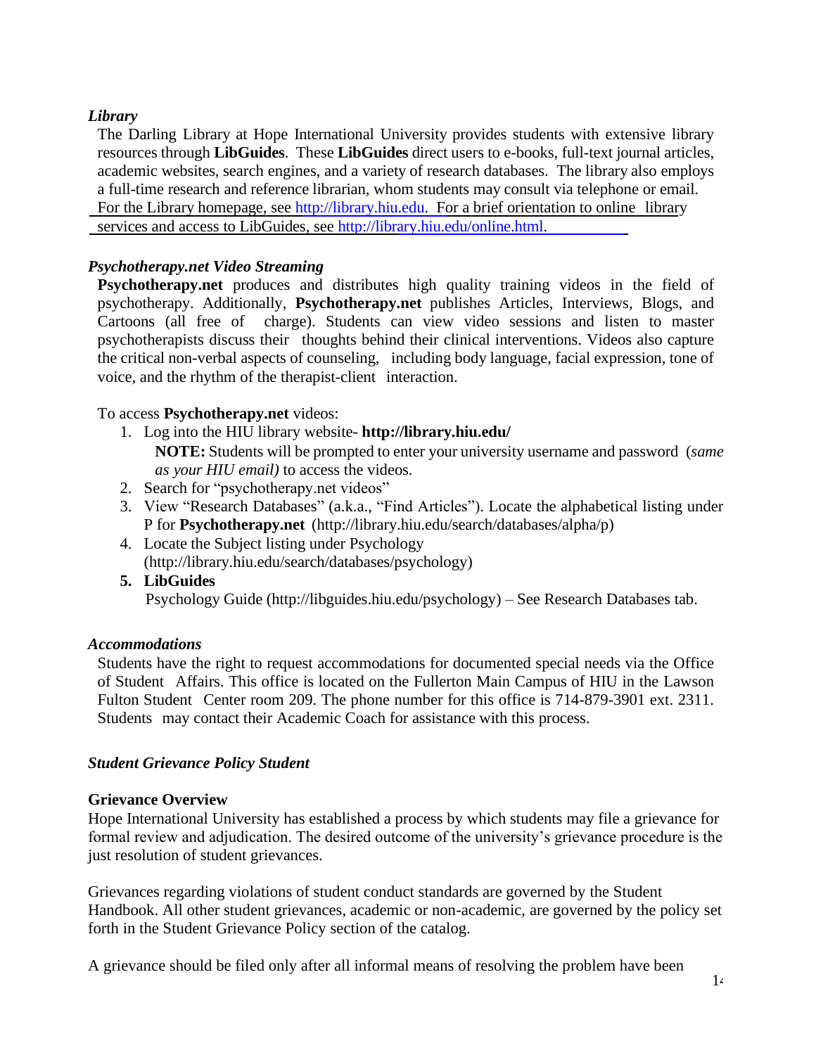*Library*

The Darling Library at Hope International University provides students with extensive library resources through **LibGuides**. These **LibGuides** direct users to e-books, full-text journal articles, academic websites, search engines, and a variety of research databases. The library also employs a full-time research and reference librarian, whom students may consult via telephone or email. For the Library homepage, see http://library.hiu.edu. For a brief orientation to online library services and access to LibGuides, see http://library.hiu.edu/online.html.

*Psychotherapy.net Video Streaming*

**Psychotherapy.net** produces and distributes high quality training videos in the field of psychotherapy. Additionally, **Psychotherapy.net** publishes Articles, Interviews, Blogs, and Cartoons (all free of charge). Students can view video sessions and listen to master psychotherapists discuss their thoughts behind their clinical interventions. Videos also capture the critical non-verbal aspects of counseling, including body language, facial expression, tone of voice, and the rhythm of the therapist-client interaction.

To access **Psychotherapy.net** videos:

1. Log into the HIU library website- **http://library.hiu.edu/**
   **NOTE:** Students will be prompted to enter your university username and password (*same as your HIU email)* to access the videos.
2. Search for "psychotherapy.net videos"
3. View "Research Databases" (a.k.a., "Find Articles"). Locate the alphabetical listing under P for **Psychotherapy.net** (http://library.hiu.edu/search/databases/alpha/p)
4. Locate the Subject listing under Psychology (http://library.hiu.edu/search/databases/psychology)
5. **LibGuides**
   Psychology Guide (http://libguides.hiu.edu/psychology) – See Research Databases tab.

*Accommodations*

Students have the right to request accommodations for documented special needs via the Office of Student Affairs. This office is located on the Fullerton Main Campus of HIU in the Lawson Fulton Student Center room 209. The phone number for this office is 714-879-3901 ext. 2311. Students may contact their Academic Coach for assistance with this process.

*Student Grievance Policy Student*

**Grievance Overview**

Hope International University has established a process by which students may file a grievance for formal review and adjudication. The desired outcome of the university's grievance procedure is the just resolution of student grievances.

Grievances regarding violations of student conduct standards are governed by the Student Handbook. All other student grievances, academic or non-academic, are governed by the policy set forth in the Student Grievance Policy section of the catalog.

A grievance should be filed only after all informal means of resolving the problem have been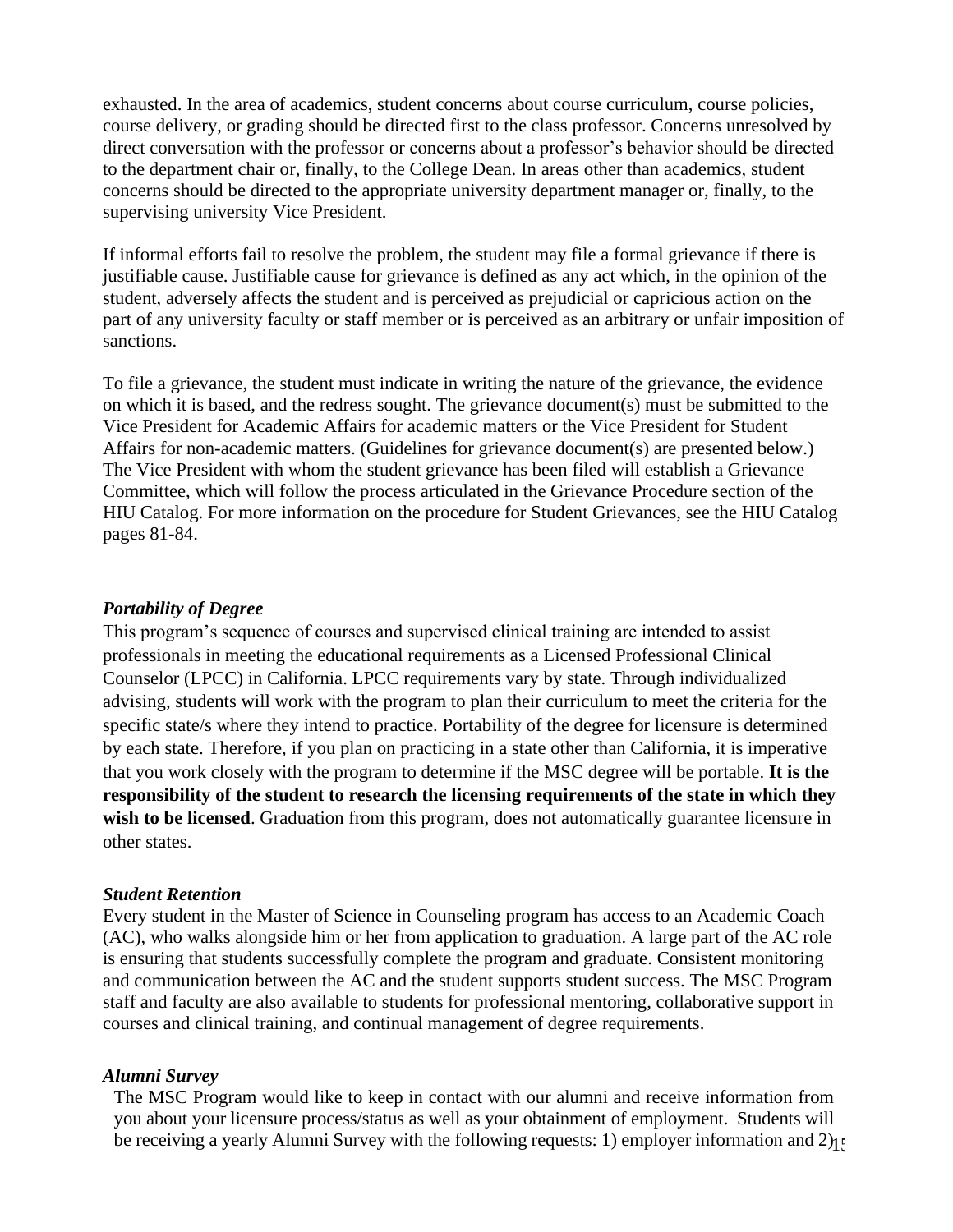exhausted. In the area of academics, student concerns about course curriculum, course policies, course delivery, or grading should be directed first to the class professor. Concerns unresolved by direct conversation with the professor or concerns about a professor's behavior should be directed to the department chair or, finally, to the College Dean. In areas other than academics, student concerns should be directed to the appropriate university department manager or, finally, to the supervising university Vice President.

If informal efforts fail to resolve the problem, the student may file a formal grievance if there is justifiable cause. Justifiable cause for grievance is defined as any act which, in the opinion of the student, adversely affects the student and is perceived as prejudicial or capricious action on the part of any university faculty or staff member or is perceived as an arbitrary or unfair imposition of sanctions.

To file a grievance, the student must indicate in writing the nature of the grievance, the evidence on which it is based, and the redress sought. The grievance document(s) must be submitted to the Vice President for Academic Affairs for academic matters or the Vice President for Student Affairs for non-academic matters. (Guidelines for grievance document(s) are presented below.) The Vice President with whom the student grievance has been filed will establish a Grievance Committee, which will follow the process articulated in the Grievance Procedure section of the HIU Catalog. For more information on the procedure for Student Grievances, see the HIU Catalog pages 81-84.

### *Portability of Degree*

This program's sequence of courses and supervised clinical training are intended to assist professionals in meeting the educational requirements as a Licensed Professional Clinical Counselor (LPCC) in California. LPCC requirements vary by state. Through individualized advising, students will work with the program to plan their curriculum to meet the criteria for the specific state/s where they intend to practice. Portability of the degree for licensure is determined by each state. Therefore, if you plan on practicing in a state other than California, it is imperative that you work closely with the program to determine if the MSC degree will be portable. **It is the responsibility of the student to research the licensing requirements of the state in which they wish to be licensed**. Graduation from this program, does not automatically guarantee licensure in other states.

### *Student Retention*

Every student in the Master of Science in Counseling program has access to an Academic Coach (AC), who walks alongside him or her from application to graduation. A large part of the AC role is ensuring that students successfully complete the program and graduate. Consistent monitoring and communication between the AC and the student supports student success. The MSC Program staff and faculty are also available to students for professional mentoring, collaborative support in courses and clinical training, and continual management of degree requirements.

### *Alumni Survey*

The MSC Program would like to keep in contact with our alumni and receive information from you about your licensure process/status as well as your obtainment of employment. Students will be receiving a yearly Alumni Survey with the following requests: 1) employer information and 2)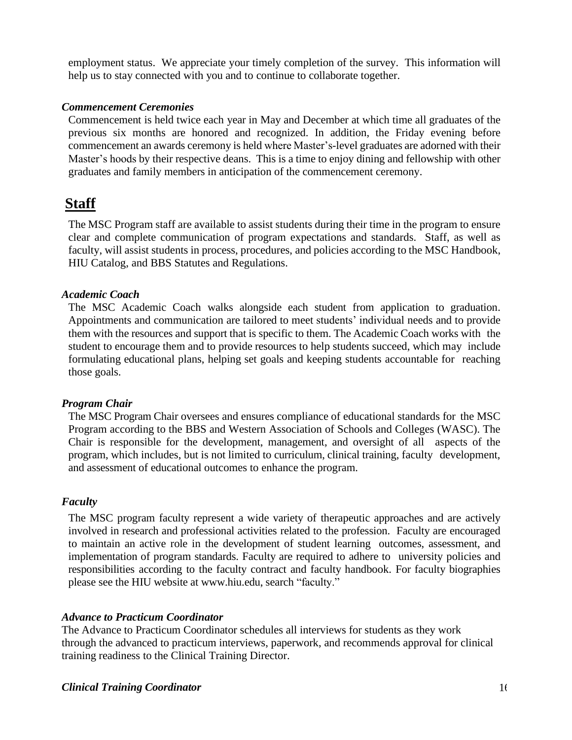employment status. We appreciate your timely completion of the survey. This information will help us to stay connected with you and to continue to collaborate together.

### *Commencement Ceremonies*

Commencement is held twice each year in May and December at which time all graduates of the previous six months are honored and recognized. In addition, the Friday evening before commencement an awards ceremony is held where Master's-level graduates are adorned with their Master's hoods by their respective deans. This is a time to enjoy dining and fellowship with other graduates and family members in anticipation of the commencement ceremony.

## Staff

The MSC Program staff are available to assist students during their time in the program to ensure clear and complete communication of program expectations and standards. Staff, as well as faculty, will assist students in process, procedures, and policies according to the MSC Handbook, HIU Catalog, and BBS Statutes and Regulations.

### *Academic Coach*

The MSC Academic Coach walks alongside each student from application to graduation. Appointments and communication are tailored to meet students' individual needs and to provide them with the resources and support that is specific to them. The Academic Coach works with the student to encourage them and to provide resources to help students succeed, which may include formulating educational plans, helping set goals and keeping students accountable for reaching those goals.

### *Program Chair*

The MSC Program Chair oversees and ensures compliance of educational standards for the MSC Program according to the BBS and Western Association of Schools and Colleges (WASC). The Chair is responsible for the development, management, and oversight of all aspects of the program, which includes, but is not limited to curriculum, clinical training, faculty development, and assessment of educational outcomes to enhance the program.

### *Faculty*

The MSC program faculty represent a wide variety of therapeutic approaches and are actively involved in research and professional activities related to the profession. Faculty are encouraged to maintain an active role in the development of student learning outcomes, assessment, and implementation of program standards. Faculty are required to adhere to university policies and responsibilities according to the faculty contract and faculty handbook. For faculty biographies please see the HIU website at www.hiu.edu, search "faculty."

### *Advance to Practicum Coordinator*

The Advance to Practicum Coordinator schedules all interviews for students as they work through the advanced to practicum interviews, paperwork, and recommends approval for clinical training readiness to the Clinical Training Director.

### *Clinical Training Coordinator*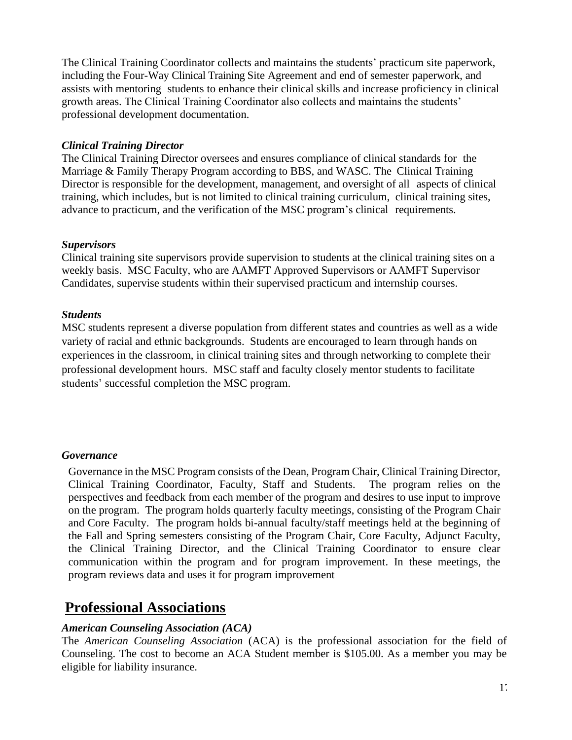The Clinical Training Coordinator collects and maintains the students' practicum site paperwork, including the Four-Way Clinical Training Site Agreement and end of semester paperwork, and assists with mentoring students to enhance their clinical skills and increase proficiency in clinical growth areas. The Clinical Training Coordinator also collects and maintains the students' professional development documentation.

***Clinical Training Director***

The Clinical Training Director oversees and ensures compliance of clinical standards for the Marriage & Family Therapy Program according to BBS, and WASC. The Clinical Training Director is responsible for the development, management, and oversight of all aspects of clinical training, which includes, but is not limited to clinical training curriculum, clinical training sites, advance to practicum, and the verification of the MSC program's clinical requirements.

***Supervisors***

Clinical training site supervisors provide supervision to students at the clinical training sites on a weekly basis. MSC Faculty, who are AAMFT Approved Supervisors or AAMFT Supervisor Candidates, supervise students within their supervised practicum and internship courses.

***Students***

MSC students represent a diverse population from different states and countries as well as a wide variety of racial and ethnic backgrounds. Students are encouraged to learn through hands on experiences in the classroom, in clinical training sites and through networking to complete their professional development hours. MSC staff and faculty closely mentor students to facilitate students' successful completion the MSC program.

***Governance***

Governance in the MSC Program consists of the Dean, Program Chair, Clinical Training Director, Clinical Training Coordinator, Faculty, Staff and Students. The program relies on the perspectives and feedback from each member of the program and desires to use input to improve on the program. The program holds quarterly faculty meetings, consisting of the Program Chair and Core Faculty. The program holds bi-annual faculty/staff meetings held at the beginning of the Fall and Spring semesters consisting of the Program Chair, Core Faculty, Adjunct Faculty, the Clinical Training Director, and the Clinical Training Coordinator to ensure clear communication within the program and for program improvement. In these meetings, the program reviews data and uses it for program improvement

## Professional Associations

***American Counseling Association (ACA)***

The *American Counseling Association* (ACA) is the professional association for the field of Counseling. The cost to become an ACA Student member is $105.00. As a member you may be eligible for liability insurance.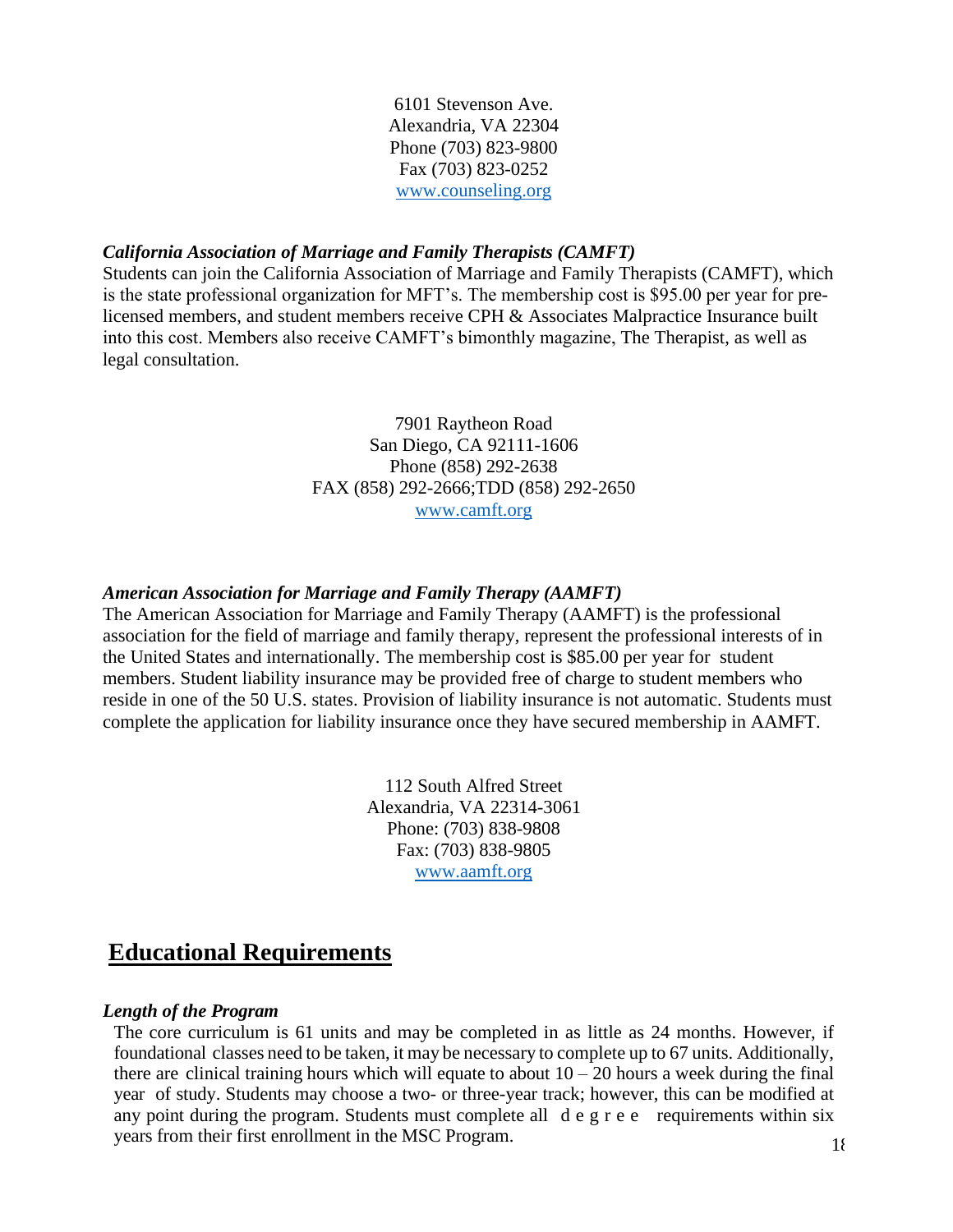6101 Stevenson Ave.
Alexandria, VA 22304
Phone (703) 823-9800
Fax (703) 823-0252
www.counseling.org

***California Association of Marriage and Family Therapists (CAMFT)***

Students can join the California Association of Marriage and Family Therapists (CAMFT), which is the state professional organization for MFT's. The membership cost is $95.00 per year for pre-licensed members, and student members receive CPH & Associates Malpractice Insurance built into this cost. Members also receive CAMFT's bimonthly magazine, The Therapist, as well as legal consultation.

7901 Raytheon Road
San Diego, CA 92111-1606
Phone (858) 292-2638
FAX (858) 292-2666;TDD (858) 292-2650
www.camft.org

***American Association for Marriage and Family Therapy (AAMFT)***

The American Association for Marriage and Family Therapy (AAMFT) is the professional association for the field of marriage and family therapy, represent the professional interests of in the United States and internationally. The membership cost is $85.00 per year for student members. Student liability insurance may be provided free of charge to student members who reside in one of the 50 U.S. states. Provision of liability insurance is not automatic. Students must complete the application for liability insurance once they have secured membership in AAMFT.

112 South Alfred Street
Alexandria, VA 22314-3061
Phone: (703) 838-9808
Fax: (703) 838-9805
www.aamft.org

## Educational Requirements

***Length of the Program***

The core curriculum is 61 units and may be completed in as little as 24 months. However, if foundational classes need to be taken, it may be necessary to complete up to 67 units. Additionally, there are clinical training hours which will equate to about 10 – 20 hours a week during the final year of study. Students may choose a two- or three-year track; however, this can be modified at any point during the program. Students must complete all degree requirements within six years from their first enrollment in the MSC Program.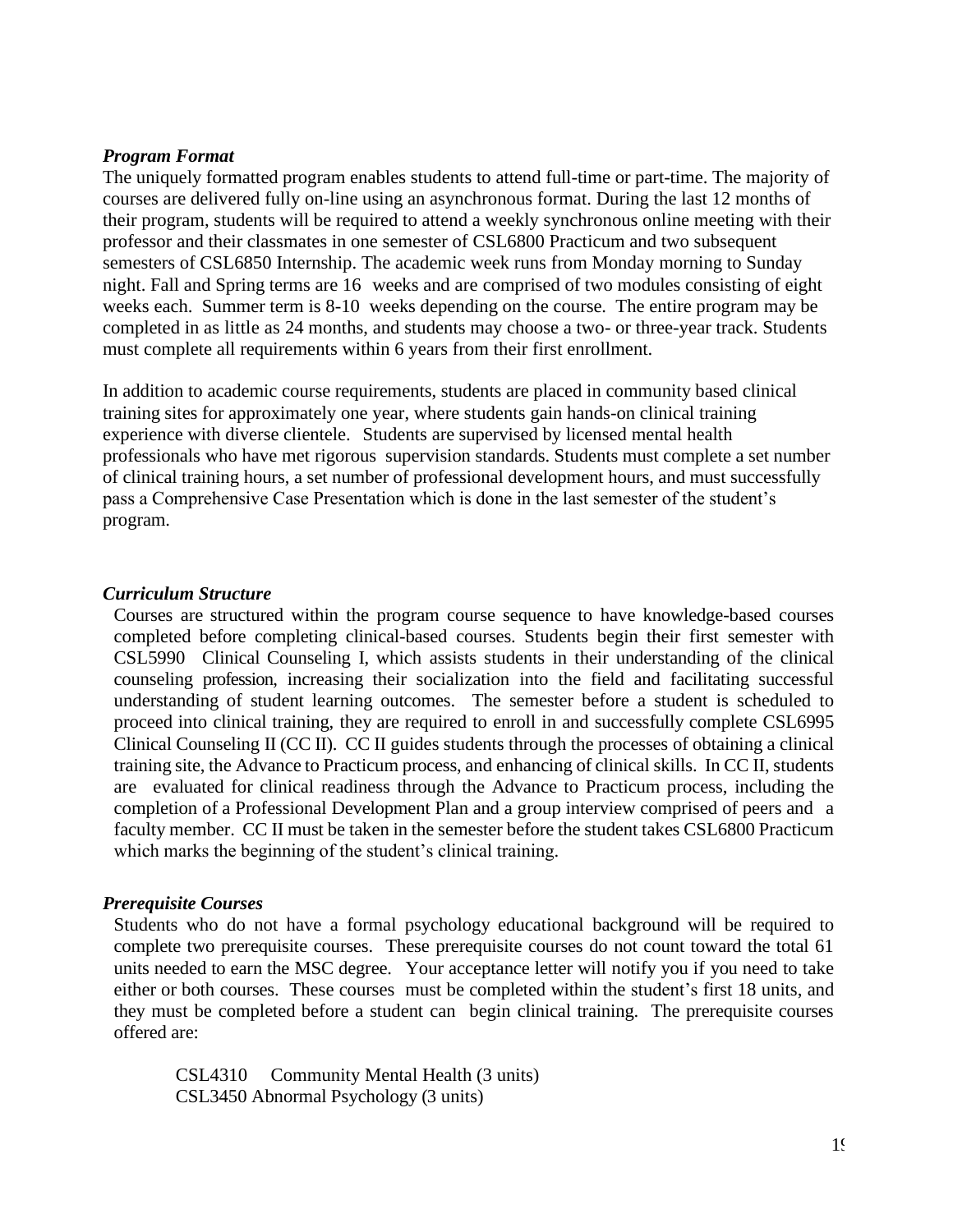### *Program Format*

The uniquely formatted program enables students to attend full-time or part-time. The majority of courses are delivered fully on-line using an asynchronous format. During the last 12 months of their program, students will be required to attend a weekly synchronous online meeting with their professor and their classmates in one semester of CSL6800 Practicum and two subsequent semesters of CSL6850 Internship. The academic week runs from Monday morning to Sunday night. Fall and Spring terms are 16 weeks and are comprised of two modules consisting of eight weeks each. Summer term is 8-10 weeks depending on the course. The entire program may be completed in as little as 24 months, and students may choose a two- or three-year track. Students must complete all requirements within 6 years from their first enrollment.

In addition to academic course requirements, students are placed in community based clinical training sites for approximately one year, where students gain hands-on clinical training experience with diverse clientele. Students are supervised by licensed mental health professionals who have met rigorous supervision standards. Students must complete a set number of clinical training hours, a set number of professional development hours, and must successfully pass a Comprehensive Case Presentation which is done in the last semester of the student's program.

### *Curriculum Structure*

Courses are structured within the program course sequence to have knowledge-based courses completed before completing clinical-based courses. Students begin their first semester with CSL5990 Clinical Counseling I, which assists students in their understanding of the clinical counseling profession, increasing their socialization into the field and facilitating successful understanding of student learning outcomes. The semester before a student is scheduled to proceed into clinical training, they are required to enroll in and successfully complete CSL6995 Clinical Counseling II (CC II). CC II guides students through the processes of obtaining a clinical training site, the Advance to Practicum process, and enhancing of clinical skills. In CC II, students are evaluated for clinical readiness through the Advance to Practicum process, including the completion of a Professional Development Plan and a group interview comprised of peers and a faculty member. CC II must be taken in the semester before the student takes CSL6800 Practicum which marks the beginning of the student's clinical training.

### *Prerequisite Courses*

Students who do not have a formal psychology educational background will be required to complete two prerequisite courses. These prerequisite courses do not count toward the total 61 units needed to earn the MSC degree. Your acceptance letter will notify you if you need to take either or both courses. These courses must be completed within the student's first 18 units, and they must be completed before a student can begin clinical training. The prerequisite courses offered are:

CSL4310 Community Mental Health (3 units)
CSL3450 Abnormal Psychology (3 units)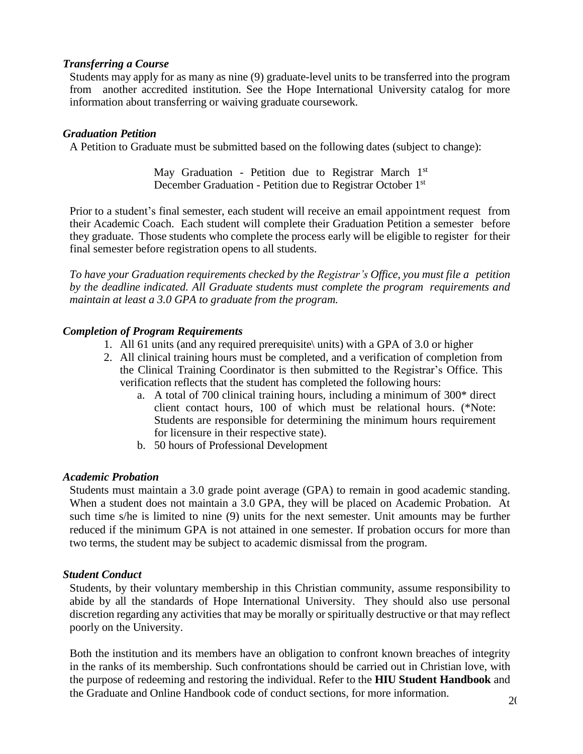### *Transferring a Course*

Students may apply for as many as nine (9) graduate-level units to be transferred into the program from another accredited institution. See the Hope International University catalog for more information about transferring or waiving graduate coursework.

### *Graduation Petition*

A Petition to Graduate must be submitted based on the following dates (subject to change):

May Graduation - Petition due to Registrar March 1st
December Graduation - Petition due to Registrar October 1st

Prior to a student's final semester, each student will receive an email appointment request from their Academic Coach. Each student will complete their Graduation Petition a semester before they graduate. Those students who complete the process early will be eligible to register for their final semester before registration opens to all students.

*To have your Graduation requirements checked by the Registrar's Office, you must file a petition by the deadline indicated. All Graduate students must complete the program requirements and maintain at least a 3.0 GPA to graduate from the program.*

### *Completion of Program Requirements*

1. All 61 units (and any required prerequisite\ units) with a GPA of 3.0 or higher
2. All clinical training hours must be completed, and a verification of completion from the Clinical Training Coordinator is then submitted to the Registrar's Office. This verification reflects that the student has completed the following hours:
    a. A total of 700 clinical training hours, including a minimum of 300* direct client contact hours, 100 of which must be relational hours. (*Note: Students are responsible for determining the minimum hours requirement for licensure in their respective state).
    b. 50 hours of Professional Development

### *Academic Probation*

Students must maintain a 3.0 grade point average (GPA) to remain in good academic standing. When a student does not maintain a 3.0 GPA, they will be placed on Academic Probation. At such time s/he is limited to nine (9) units for the next semester. Unit amounts may be further reduced if the minimum GPA is not attained in one semester. If probation occurs for more than two terms, the student may be subject to academic dismissal from the program.

### *Student Conduct*

Students, by their voluntary membership in this Christian community, assume responsibility to abide by all the standards of Hope International University. They should also use personal discretion regarding any activities that may be morally or spiritually destructive or that may reflect poorly on the University.

Both the institution and its members have an obligation to confront known breaches of integrity in the ranks of its membership. Such confrontations should be carried out in Christian love, with the purpose of redeeming and restoring the individual. Refer to the **HIU Student Handbook** and the Graduate and Online Handbook code of conduct sections, for more information.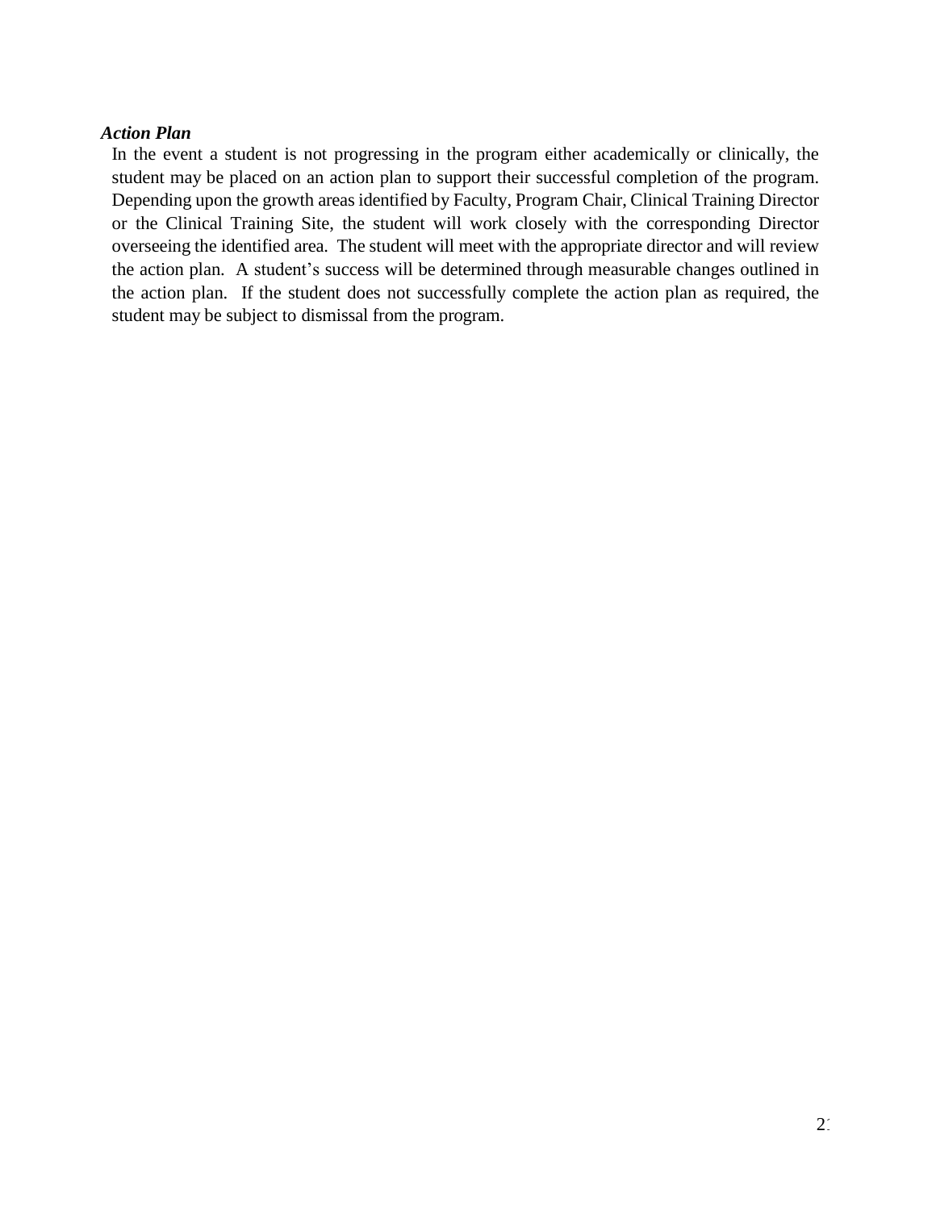### *Action Plan*

In the event a student is not progressing in the program either academically or clinically, the student may be placed on an action plan to support their successful completion of the program. Depending upon the growth areas identified by Faculty, Program Chair, Clinical Training Director or the Clinical Training Site, the student will work closely with the corresponding Director overseeing the identified area. The student will meet with the appropriate director and will review the action plan. A student's success will be determined through measurable changes outlined in the action plan. If the student does not successfully complete the action plan as required, the student may be subject to dismissal from the program.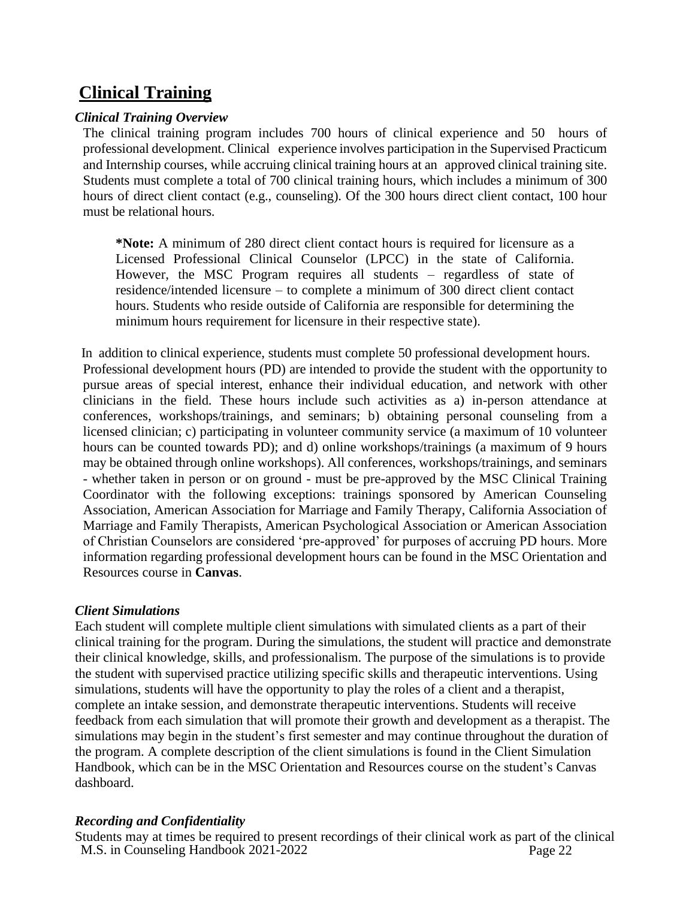## Clinical Training

### *Clinical Training Overview*

The clinical training program includes 700 hours of clinical experience and 50 hours of professional development. Clinical experience involves participation in the Supervised Practicum and Internship courses, while accruing clinical training hours at an approved clinical training site. Students must complete a total of 700 clinical training hours, which includes a minimum of 300 hours of direct client contact (e.g., counseling). Of the 300 hours direct client contact, 100 hour must be relational hours.

> **\*Note:** A minimum of 280 direct client contact hours is required for licensure as a Licensed Professional Clinical Counselor (LPCC) in the state of California. However, the MSC Program requires all students – regardless of state of residence/intended licensure – to complete a minimum of 300 direct client contact hours. Students who reside outside of California are responsible for determining the minimum hours requirement for licensure in their respective state).

In addition to clinical experience, students must complete 50 professional development hours. Professional development hours (PD) are intended to provide the student with the opportunity to pursue areas of special interest, enhance their individual education, and network with other clinicians in the field. These hours include such activities as a) in-person attendance at conferences, workshops/trainings, and seminars; b) obtaining personal counseling from a licensed clinician; c) participating in volunteer community service (a maximum of 10 volunteer hours can be counted towards PD); and d) online workshops/trainings (a maximum of 9 hours may be obtained through online workshops). All conferences, workshops/trainings, and seminars - whether taken in person or on ground - must be pre-approved by the MSC Clinical Training Coordinator with the following exceptions: trainings sponsored by American Counseling Association, American Association for Marriage and Family Therapy, California Association of Marriage and Family Therapists, American Psychological Association or American Association of Christian Counselors are considered 'pre-approved' for purposes of accruing PD hours. More information regarding professional development hours can be found in the MSC Orientation and Resources course in **Canvas**.

### *Client Simulations*

Each student will complete multiple client simulations with simulated clients as a part of their clinical training for the program. During the simulations, the student will practice and demonstrate their clinical knowledge, skills, and professionalism. The purpose of the simulations is to provide the student with supervised practice utilizing specific skills and therapeutic interventions. Using simulations, students will have the opportunity to play the roles of a client and a therapist, complete an intake session, and demonstrate therapeutic interventions. Students will receive feedback from each simulation that will promote their growth and development as a therapist. The simulations may begin in the student's first semester and may continue throughout the duration of the program. A complete description of the client simulations is found in the Client Simulation Handbook, which can be in the MSC Orientation and Resources course on the student's Canvas dashboard.

### *Recording and Confidentiality*

Students may at times be required to present recordings of their clinical work as part of the clinical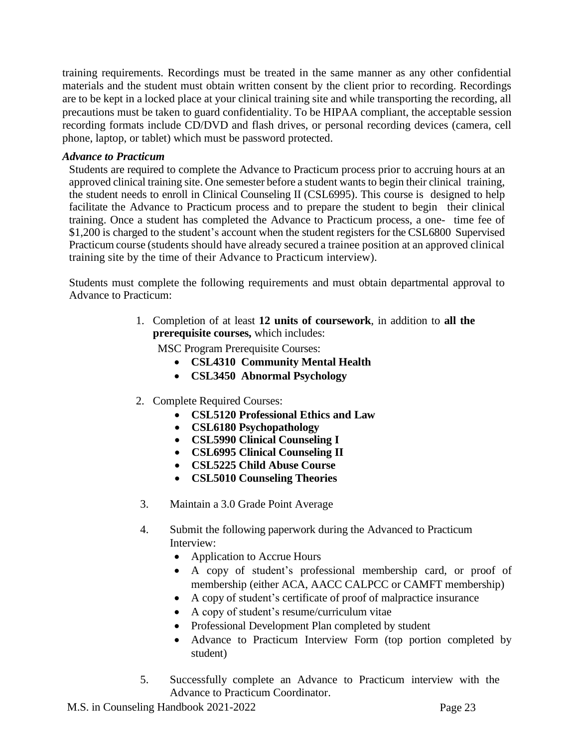training requirements. Recordings must be treated in the same manner as any other confidential materials and the student must obtain written consent by the client prior to recording. Recordings are to be kept in a locked place at your clinical training site and while transporting the recording, all precautions must be taken to guard confidentiality. To be HIPAA compliant, the acceptable session recording formats include CD/DVD and flash drives, or personal recording devices (camera, cell phone, laptop, or tablet) which must be password protected.

### *Advance to Practicum*

Students are required to complete the Advance to Practicum process prior to accruing hours at an approved clinical training site. One semester before a student wants to begin their clinical training, the student needs to enroll in Clinical Counseling II (CSL6995). This course is designed to help facilitate the Advance to Practicum process and to prepare the student to begin their clinical training. Once a student has completed the Advance to Practicum process, a one- time fee of $1,200 is charged to the student's account when the student registers for the CSL6800 Supervised Practicum course (students should have already secured a trainee position at an approved clinical training site by the time of their Advance to Practicum interview).

Students must complete the following requirements and must obtain departmental approval to Advance to Practicum:

1. Completion of at least **12 units of coursework**, in addition to **all the prerequisite courses,** which includes:

   MSC Program Prerequisite Courses:
   - **CSL4310 Community Mental Health**
   - **CSL3450 Abnormal Psychology**

2. Complete Required Courses:
   - **CSL5120 Professional Ethics and Law**
   - **CSL6180 Psychopathology**
   - **CSL5990 Clinical Counseling I**
   - **CSL6995 Clinical Counseling II**
   - **CSL5225 Child Abuse Course**
   - **CSL5010 Counseling Theories**

3. Maintain a 3.0 Grade Point Average

4. Submit the following paperwork during the Advanced to Practicum Interview:
   - Application to Accrue Hours
   - A copy of student's professional membership card, or proof of membership (either ACA, AACC CALPCC or CAMFT membership)
   - A copy of student's certificate of proof of malpractice insurance
   - A copy of student's resume/curriculum vitae
   - Professional Development Plan completed by student
   - Advance to Practicum Interview Form (top portion completed by student)

5. Successfully complete an Advance to Practicum interview with the Advance to Practicum Coordinator.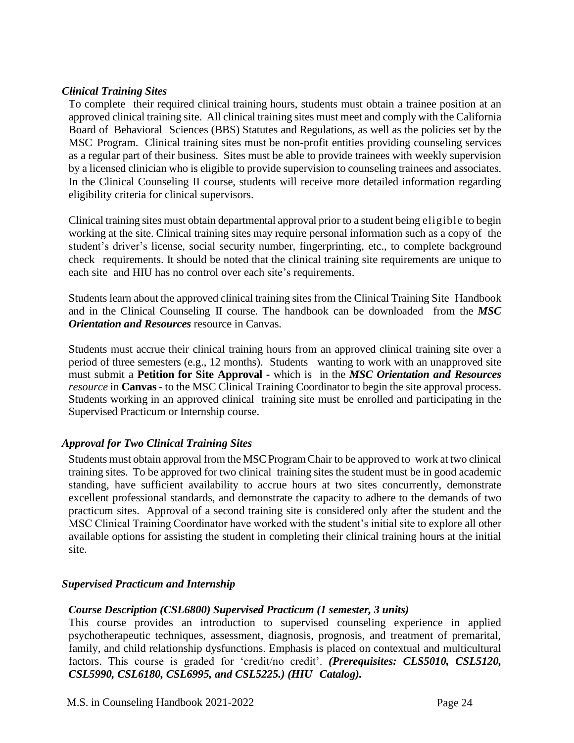### *Clinical Training Sites*

To complete their required clinical training hours, students must obtain a trainee position at an approved clinical training site. All clinical training sites must meet and comply with the California Board of Behavioral Sciences (BBS) Statutes and Regulations, as well as the policies set by the MSC Program. Clinical training sites must be non-profit entities providing counseling services as a regular part of their business. Sites must be able to provide trainees with weekly supervision by a licensed clinician who is eligible to provide supervision to counseling trainees and associates. In the Clinical Counseling II course, students will receive more detailed information regarding eligibility criteria for clinical supervisors.

Clinical training sites must obtain departmental approval prior to a student being eligible to begin working at the site. Clinical training sites may require personal information such as a copy of the student's driver's license, social security number, fingerprinting, etc., to complete background check requirements. It should be noted that the clinical training site requirements are unique to each site and HIU has no control over each site's requirements.

Students learn about the approved clinical training sites from the Clinical Training Site Handbook and in the Clinical Counseling II course. The handbook can be downloaded from the ***MSC Orientation and Resources*** resource in Canvas.

Students must accrue their clinical training hours from an approved clinical training site over a period of three semesters (e.g., 12 months). Students wanting to work with an unapproved site must submit a **Petition for Site Approval -** which is in the ***MSC Orientation and Resources*** *resource* in **Canvas** - to the MSC Clinical Training Coordinator to begin the site approval process. Students working in an approved clinical training site must be enrolled and participating in the Supervised Practicum or Internship course.

### *Approval for Two Clinical Training Sites*

Students must obtain approval from the MSC Program Chair to be approved to work at two clinical training sites. To be approved for two clinical training sites the student must be in good academic standing, have sufficient availability to accrue hours at two sites concurrently, demonstrate excellent professional standards, and demonstrate the capacity to adhere to the demands of two practicum sites. Approval of a second training site is considered only after the student and the MSC Clinical Training Coordinator have worked with the student's initial site to explore all other available options for assisting the student in completing their clinical training hours at the initial site.

### *Supervised Practicum and Internship*

#### *Course Description (CSL6800) Supervised Practicum (1 semester, 3 units)*

This course provides an introduction to supervised counseling experience in applied psychotherapeutic techniques, assessment, diagnosis, prognosis, and treatment of premarital, family, and child relationship dysfunctions. Emphasis is placed on contextual and multicultural factors. This course is graded for 'credit/no credit'. ***(Prerequisites: CLS5010, CSL5120, CSL5990, CSL6180, CSL6995, and CSL5225.) (HIU Catalog).***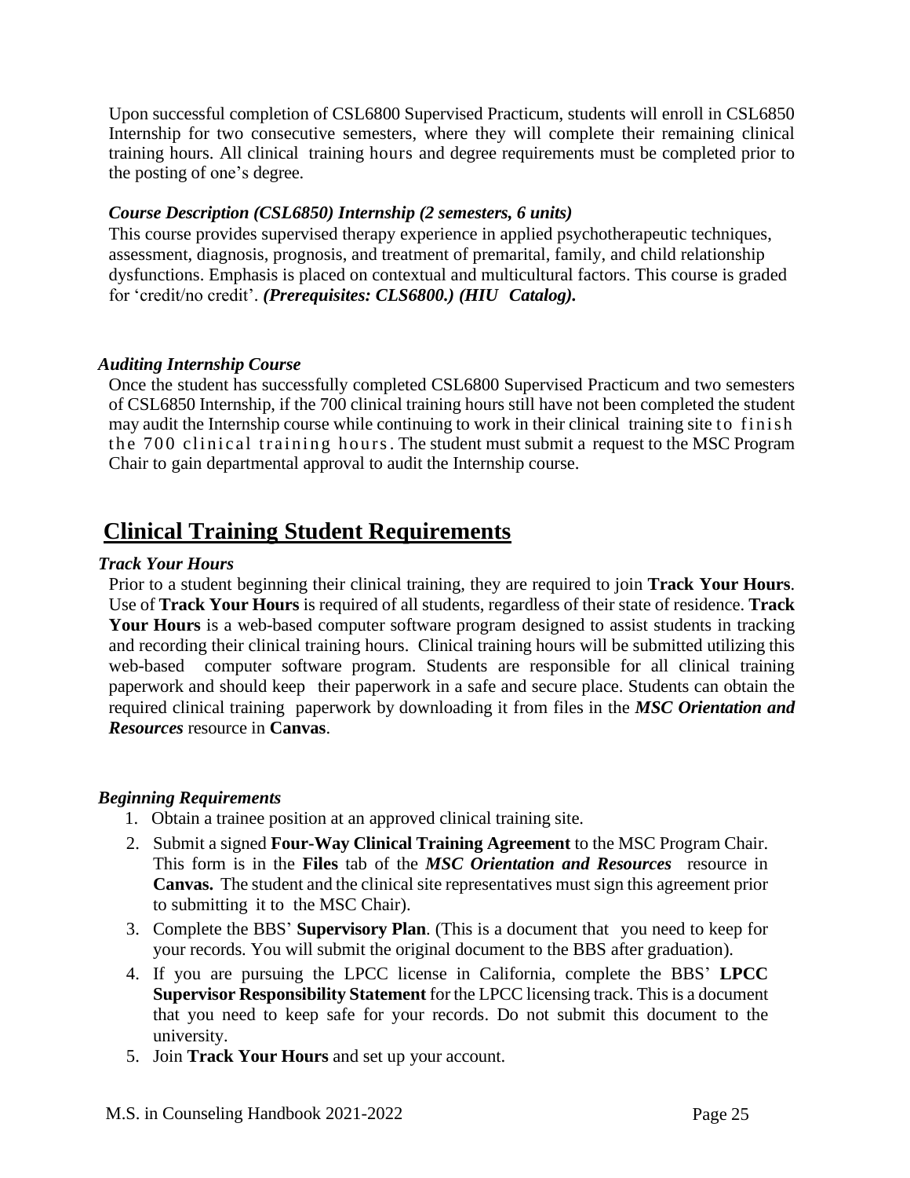Upon successful completion of CSL6800 Supervised Practicum, students will enroll in CSL6850 Internship for two consecutive semesters, where they will complete their remaining clinical training hours. All clinical training hours and degree requirements must be completed prior to the posting of one's degree.

***Course Description (CSL6850) Internship (2 semesters, 6 units)***

This course provides supervised therapy experience in applied psychotherapeutic techniques, assessment, diagnosis, prognosis, and treatment of premarital, family, and child relationship dysfunctions. Emphasis is placed on contextual and multicultural factors. This course is graded for 'credit/no credit'. ***(Prerequisites: CLS6800.) (HIU Catalog).***

***Auditing Internship Course***

Once the student has successfully completed CSL6800 Supervised Practicum and two semesters of CSL6850 Internship, if the 700 clinical training hours still have not been completed the student may audit the Internship course while continuing to work in their clinical training site to finish the 700 clinical training hours. The student must submit a request to the MSC Program Chair to gain departmental approval to audit the Internship course.

## Clinical Training Student Requirements

***Track Your Hours***

Prior to a student beginning their clinical training, they are required to join **Track Your Hours**. Use of **Track Your Hours** is required of all students, regardless of their state of residence. **Track Your Hours** is a web-based computer software program designed to assist students in tracking and recording their clinical training hours. Clinical training hours will be submitted utilizing this web-based computer software program. Students are responsible for all clinical training paperwork and should keep their paperwork in a safe and secure place. Students can obtain the required clinical training paperwork by downloading it from files in the ***MSC Orientation and Resources*** resource in **Canvas**.

***Beginning Requirements***

1. Obtain a trainee position at an approved clinical training site.
2. Submit a signed **Four-Way Clinical Training Agreement** to the MSC Program Chair. This form is in the **Files** tab of the ***MSC Orientation and Resources*** resource in **Canvas.** The student and the clinical site representatives must sign this agreement prior to submitting it to the MSC Chair).
3. Complete the BBS' **Supervisory Plan**. (This is a document that you need to keep for your records. You will submit the original document to the BBS after graduation).
4. If you are pursuing the LPCC license in California, complete the BBS' **LPCC Supervisor Responsibility Statement** for the LPCC licensing track. This is a document that you need to keep safe for your records. Do not submit this document to the university.
5. Join **Track Your Hours** and set up your account.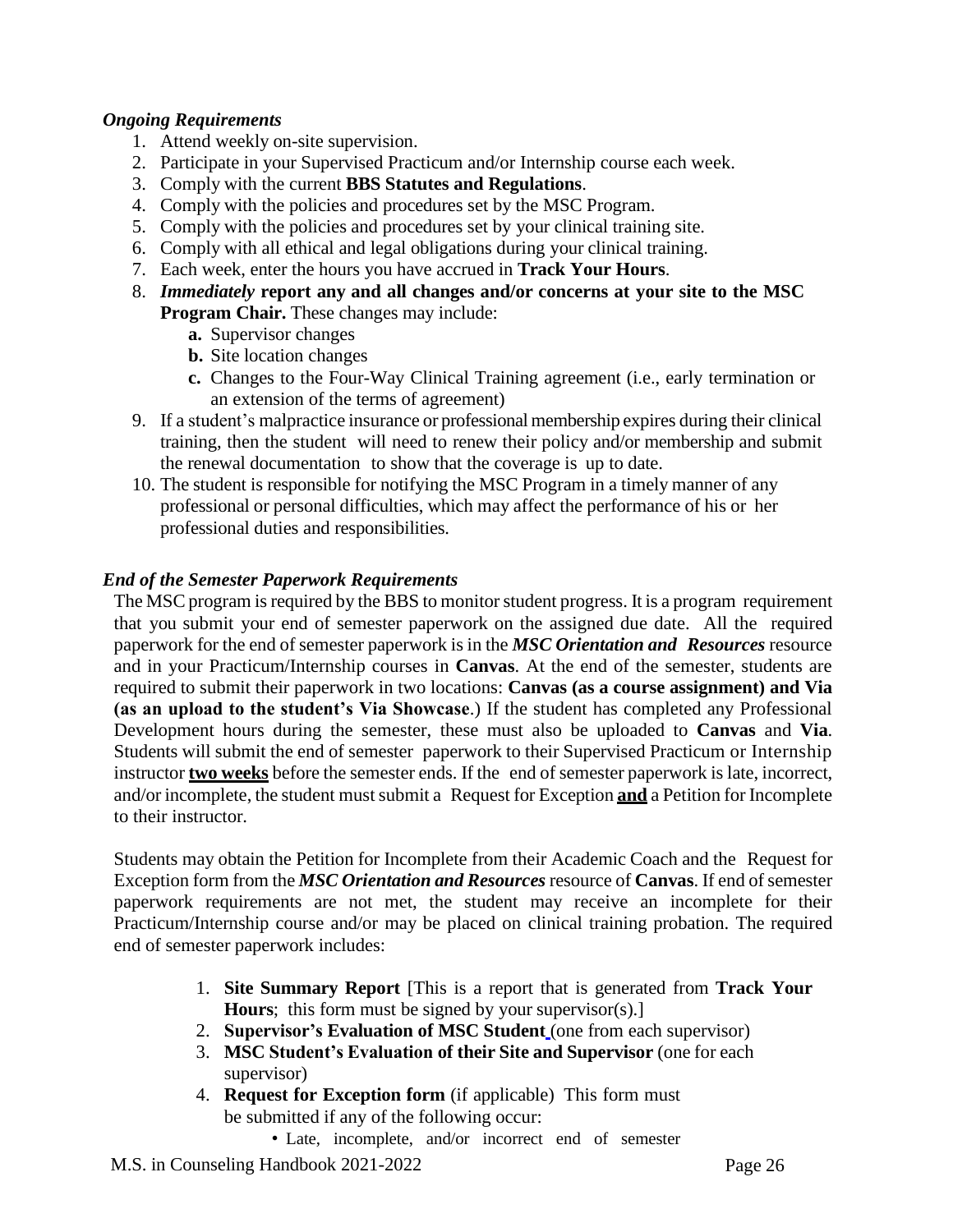***Ongoing Requirements***

1. Attend weekly on-site supervision.
2. Participate in your Supervised Practicum and/or Internship course each week.
3. Comply with the current **BBS Statutes and Regulations**.
4. Comply with the policies and procedures set by the MSC Program.
5. Comply with the policies and procedures set by your clinical training site.
6. Comply with all ethical and legal obligations during your clinical training.
7. Each week, enter the hours you have accrued in **Track Your Hours**.
8. ***Immediately* report any and all changes and/or concerns at your site to the MSC Program Chair.** These changes may include:
   - **a.** Supervisor changes
   - **b.** Site location changes
   - **c.** Changes to the Four-Way Clinical Training agreement (i.e., early termination or an extension of the terms of agreement)
9. If a student's malpractice insurance or professional membership expires during their clinical training, then the student will need to renew their policy and/or membership and submit the renewal documentation to show that the coverage is up to date.
10. The student is responsible for notifying the MSC Program in a timely manner of any professional or personal difficulties, which may affect the performance of his or her professional duties and responsibilities.

***End of the Semester Paperwork Requirements***

The MSC program is required by the BBS to monitor student progress. It is a program requirement that you submit your end of semester paperwork on the assigned due date. All the required paperwork for the end of semester paperwork is in the ***MSC Orientation and Resources*** resource and in your Practicum/Internship courses in **Canvas**. At the end of the semester, students are required to submit their paperwork in two locations: **Canvas (as a course assignment) and Via (as an upload to the student's Via Showcase**.) If the student has completed any Professional Development hours during the semester, these must also be uploaded to **Canvas** and **Via**. Students will submit the end of semester paperwork to their Supervised Practicum or Internship instructor <u>**two weeks**</u> before the semester ends. If the end of semester paperwork is late, incorrect, and/or incomplete, the student must submit a Request for Exception <u>**and**</u> a Petition for Incomplete to their instructor.

Students may obtain the Petition for Incomplete from their Academic Coach and the Request for Exception form from the ***MSC Orientation and Resources*** resource of **Canvas**. If end of semester paperwork requirements are not met, the student may receive an incomplete for their Practicum/Internship course and/or may be placed on clinical training probation. The required end of semester paperwork includes:

1. **Site Summary Report** [This is a report that is generated from **Track Your Hours**; this form must be signed by your supervisor(s).]
2. **Supervisor's Evaluation of MSC Student** (one from each supervisor)
3. **MSC Student's Evaluation of their Site and Supervisor** (one for each supervisor)
4. **Request for Exception form** (if applicable) This form must be submitted if any of the following occur:
   - Late, incomplete, and/or incorrect end of semester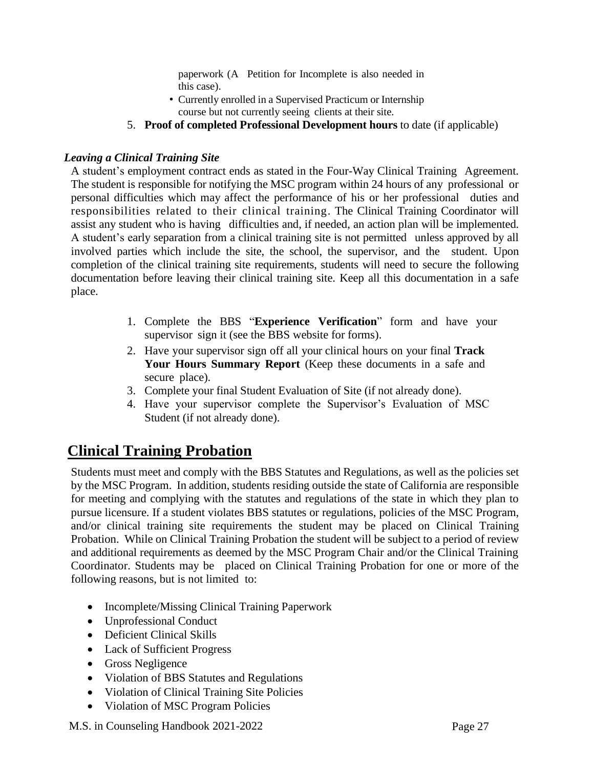paperwork (A Petition for Incomplete is also needed in this case).

- Currently enrolled in a Supervised Practicum or Internship course but not currently seeing clients at their site.

5. **Proof of completed Professional Development hours** to date (if applicable)

***Leaving a Clinical Training Site***

A student's employment contract ends as stated in the Four-Way Clinical Training Agreement. The student is responsible for notifying the MSC program within 24 hours of any professional or personal difficulties which may affect the performance of his or her professional duties and responsibilities related to their clinical training. The Clinical Training Coordinator will assist any student who is having difficulties and, if needed, an action plan will be implemented. A student's early separation from a clinical training site is not permitted unless approved by all involved parties which include the site, the school, the supervisor, and the student. Upon completion of the clinical training site requirements, students will need to secure the following documentation before leaving their clinical training site. Keep all this documentation in a safe place.

1. Complete the BBS "**Experience Verification**" form and have your supervisor sign it (see the BBS website for forms).
2. Have your supervisor sign off all your clinical hours on your final **Track Your Hours Summary Report** (Keep these documents in a safe and secure place).
3. Complete your final Student Evaluation of Site (if not already done).
4. Have your supervisor complete the Supervisor's Evaluation of MSC Student (if not already done).

## Clinical Training Probation

Students must meet and comply with the BBS Statutes and Regulations, as well as the policies set by the MSC Program. In addition, students residing outside the state of California are responsible for meeting and complying with the statutes and regulations of the state in which they plan to pursue licensure. If a student violates BBS statutes or regulations, policies of the MSC Program, and/or clinical training site requirements the student may be placed on Clinical Training Probation. While on Clinical Training Probation the student will be subject to a period of review and additional requirements as deemed by the MSC Program Chair and/or the Clinical Training Coordinator. Students may be placed on Clinical Training Probation for one or more of the following reasons, but is not limited to:

- Incomplete/Missing Clinical Training Paperwork
- Unprofessional Conduct
- Deficient Clinical Skills
- Lack of Sufficient Progress
- Gross Negligence
- Violation of BBS Statutes and Regulations
- Violation of Clinical Training Site Policies
- Violation of MSC Program Policies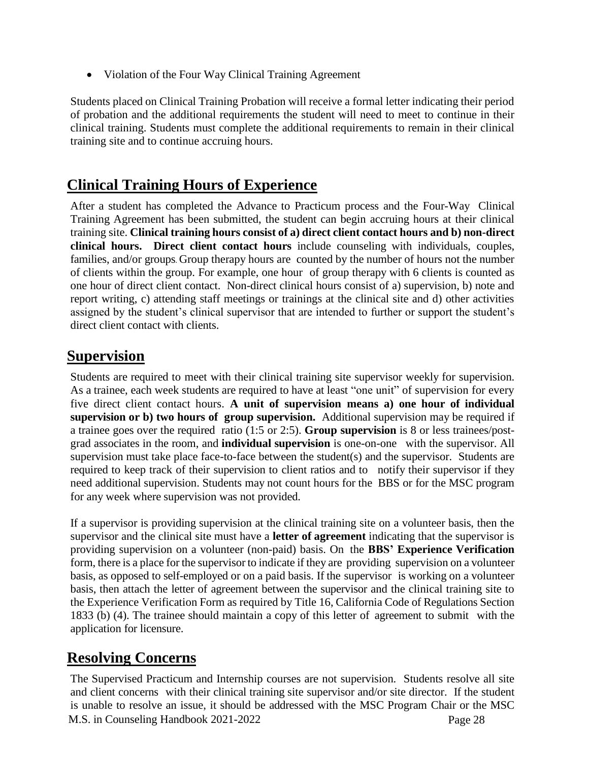- Violation of the Four Way Clinical Training Agreement

Students placed on Clinical Training Probation will receive a formal letter indicating their period of probation and the additional requirements the student will need to meet to continue in their clinical training. Students must complete the additional requirements to remain in their clinical training site and to continue accruing hours.

## Clinical Training Hours of Experience

After a student has completed the Advance to Practicum process and the Four-Way Clinical Training Agreement has been submitted, the student can begin accruing hours at their clinical training site. **Clinical training hours consist of a) direct client contact hours and b) non-direct clinical hours. Direct client contact hours** include counseling with individuals, couples, families, and/or groups. Group therapy hours are counted by the number of hours not the number of clients within the group. For example, one hour of group therapy with 6 clients is counted as one hour of direct client contact. Non-direct clinical hours consist of a) supervision, b) note and report writing, c) attending staff meetings or trainings at the clinical site and d) other activities assigned by the student's clinical supervisor that are intended to further or support the student's direct client contact with clients.

## Supervision

Students are required to meet with their clinical training site supervisor weekly for supervision. As a trainee, each week students are required to have at least "one unit" of supervision for every five direct client contact hours. **A unit of supervision means a) one hour of individual supervision or b) two hours of group supervision.** Additional supervision may be required if a trainee goes over the required ratio (1:5 or 2:5). **Group supervision** is 8 or less trainees/post-grad associates in the room, and **individual supervision** is one-on-one with the supervisor. All supervision must take place face-to-face between the student(s) and the supervisor. Students are required to keep track of their supervision to client ratios and to notify their supervisor if they need additional supervision. Students may not count hours for the BBS or for the MSC program for any week where supervision was not provided.

If a supervisor is providing supervision at the clinical training site on a volunteer basis, then the supervisor and the clinical site must have a **letter of agreement** indicating that the supervisor is providing supervision on a volunteer (non-paid) basis. On the **BBS' Experience Verification** form, there is a place for the supervisor to indicate if they are providing supervision on a volunteer basis, as opposed to self-employed or on a paid basis. If the supervisor is working on a volunteer basis, then attach the letter of agreement between the supervisor and the clinical training site to the Experience Verification Form as required by Title 16, California Code of Regulations Section 1833 (b) (4). The trainee should maintain a copy of this letter of agreement to submit with the application for licensure.

## Resolving Concerns

The Supervised Practicum and Internship courses are not supervision. Students resolve all site and client concerns with their clinical training site supervisor and/or site director. If the student is unable to resolve an issue, it should be addressed with the MSC Program Chair or the MSC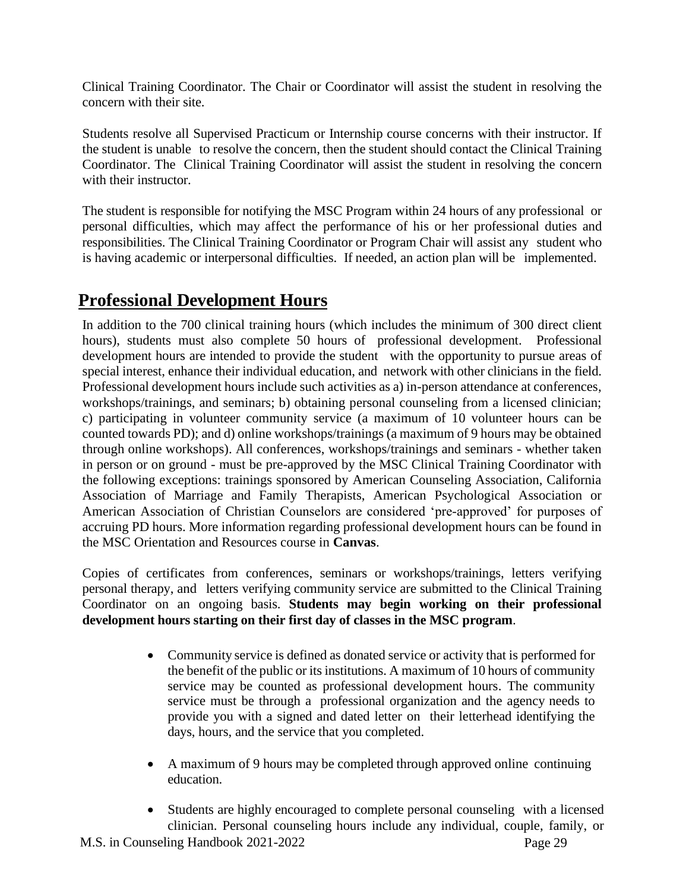Clinical Training Coordinator. The Chair or Coordinator will assist the student in resolving the concern with their site.

Students resolve all Supervised Practicum or Internship course concerns with their instructor. If the student is unable to resolve the concern, then the student should contact the Clinical Training Coordinator. The Clinical Training Coordinator will assist the student in resolving the concern with their instructor.

The student is responsible for notifying the MSC Program within 24 hours of any professional or personal difficulties, which may affect the performance of his or her professional duties and responsibilities. The Clinical Training Coordinator or Program Chair will assist any student who is having academic or interpersonal difficulties. If needed, an action plan will be implemented.

## Professional Development Hours

In addition to the 700 clinical training hours (which includes the minimum of 300 direct client hours), students must also complete 50 hours of professional development. Professional development hours are intended to provide the student with the opportunity to pursue areas of special interest, enhance their individual education, and network with other clinicians in the field. Professional development hours include such activities as a) in-person attendance at conferences, workshops/trainings, and seminars; b) obtaining personal counseling from a licensed clinician; c) participating in volunteer community service (a maximum of 10 volunteer hours can be counted towards PD); and d) online workshops/trainings (a maximum of 9 hours may be obtained through online workshops). All conferences, workshops/trainings and seminars - whether taken in person or on ground - must be pre-approved by the MSC Clinical Training Coordinator with the following exceptions: trainings sponsored by American Counseling Association, California Association of Marriage and Family Therapists, American Psychological Association or American Association of Christian Counselors are considered 'pre-approved' for purposes of accruing PD hours. More information regarding professional development hours can be found in the MSC Orientation and Resources course in **Canvas**.

Copies of certificates from conferences, seminars or workshops/trainings, letters verifying personal therapy, and letters verifying community service are submitted to the Clinical Training Coordinator on an ongoing basis. **Students may begin working on their professional development hours starting on their first day of classes in the MSC program**.

- Community service is defined as donated service or activity that is performed for the benefit of the public or its institutions. A maximum of 10 hours of community service may be counted as professional development hours. The community service must be through a professional organization and the agency needs to provide you with a signed and dated letter on their letterhead identifying the days, hours, and the service that you completed.
- A maximum of 9 hours may be completed through approved online continuing education.
- Students are highly encouraged to complete personal counseling with a licensed clinician. Personal counseling hours include any individual, couple, family, or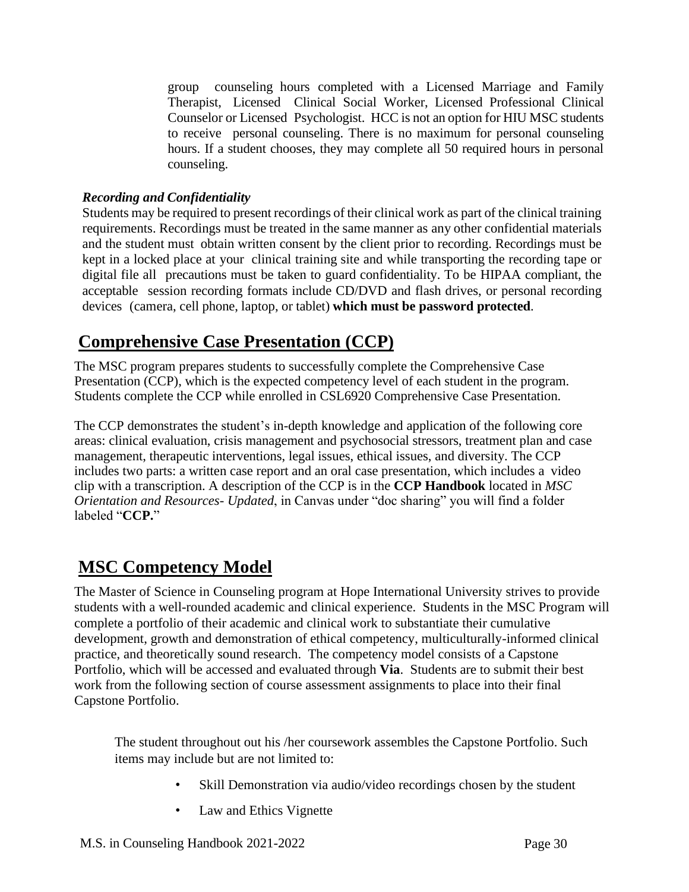group counseling hours completed with a Licensed Marriage and Family Therapist, Licensed Clinical Social Worker, Licensed Professional Clinical Counselor or Licensed Psychologist. HCC is not an option for HIU MSC students to receive personal counseling. There is no maximum for personal counseling hours. If a student chooses, they may complete all 50 required hours in personal counseling.

***Recording and Confidentiality***

Students may be required to present recordings of their clinical work as part of the clinical training requirements. Recordings must be treated in the same manner as any other confidential materials and the student must obtain written consent by the client prior to recording. Recordings must be kept in a locked place at your clinical training site and while transporting the recording tape or digital file all precautions must be taken to guard confidentiality. To be HIPAA compliant, the acceptable session recording formats include CD/DVD and flash drives, or personal recording devices (camera, cell phone, laptop, or tablet) **which must be password protected**.

## Comprehensive Case Presentation (CCP)

The MSC program prepares students to successfully complete the Comprehensive Case Presentation (CCP), which is the expected competency level of each student in the program. Students complete the CCP while enrolled in CSL6920 Comprehensive Case Presentation.

The CCP demonstrates the student's in-depth knowledge and application of the following core areas: clinical evaluation, crisis management and psychosocial stressors, treatment plan and case management, therapeutic interventions, legal issues, ethical issues, and diversity. The CCP includes two parts: a written case report and an oral case presentation, which includes a video clip with a transcription. A description of the CCP is in the **CCP Handbook** located in *MSC Orientation and Resources- Updated*, in Canvas under "doc sharing" you will find a folder labeled "**CCP.**"

## MSC Competency Model

The Master of Science in Counseling program at Hope International University strives to provide students with a well-rounded academic and clinical experience. Students in the MSC Program will complete a portfolio of their academic and clinical work to substantiate their cumulative development, growth and demonstration of ethical competency, multiculturally-informed clinical practice, and theoretically sound research. The competency model consists of a Capstone Portfolio, which will be accessed and evaluated through **Via**. Students are to submit their best work from the following section of course assessment assignments to place into their final Capstone Portfolio.

The student throughout out his /her coursework assembles the Capstone Portfolio. Such items may include but are not limited to:

- Skill Demonstration via audio/video recordings chosen by the student
- Law and Ethics Vignette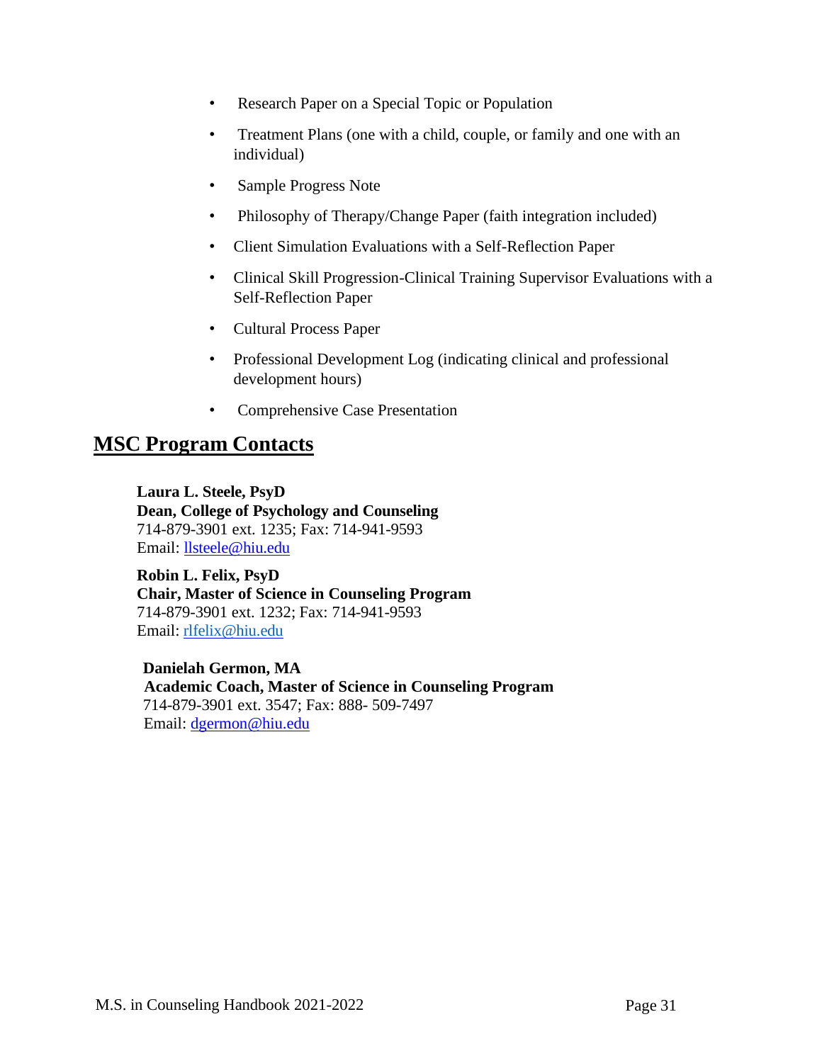- Research Paper on a Special Topic or Population
- Treatment Plans (one with a child, couple, or family and one with an individual)
- Sample Progress Note
- Philosophy of Therapy/Change Paper (faith integration included)
- Client Simulation Evaluations with a Self-Reflection Paper
- Clinical Skill Progression-Clinical Training Supervisor Evaluations with a Self-Reflection Paper
- Cultural Process Paper
- Professional Development Log (indicating clinical and professional development hours)
- Comprehensive Case Presentation

## MSC Program Contacts

**Laura L. Steele, PsyD**
**Dean, College of Psychology and Counseling**
714-879-3901 ext. 1235; Fax: 714-941-9593
Email: llsteele@hiu.edu

**Robin L. Felix, PsyD**
**Chair, Master of Science in Counseling Program**
714-879-3901 ext. 1232; Fax: 714-941-9593
Email: rlfelix@hiu.edu

**Danielah Germon, MA**
**Academic Coach, Master of Science in Counseling Program**
714-879-3901 ext. 3547; Fax: 888- 509-7497
Email: dgermon@hiu.edu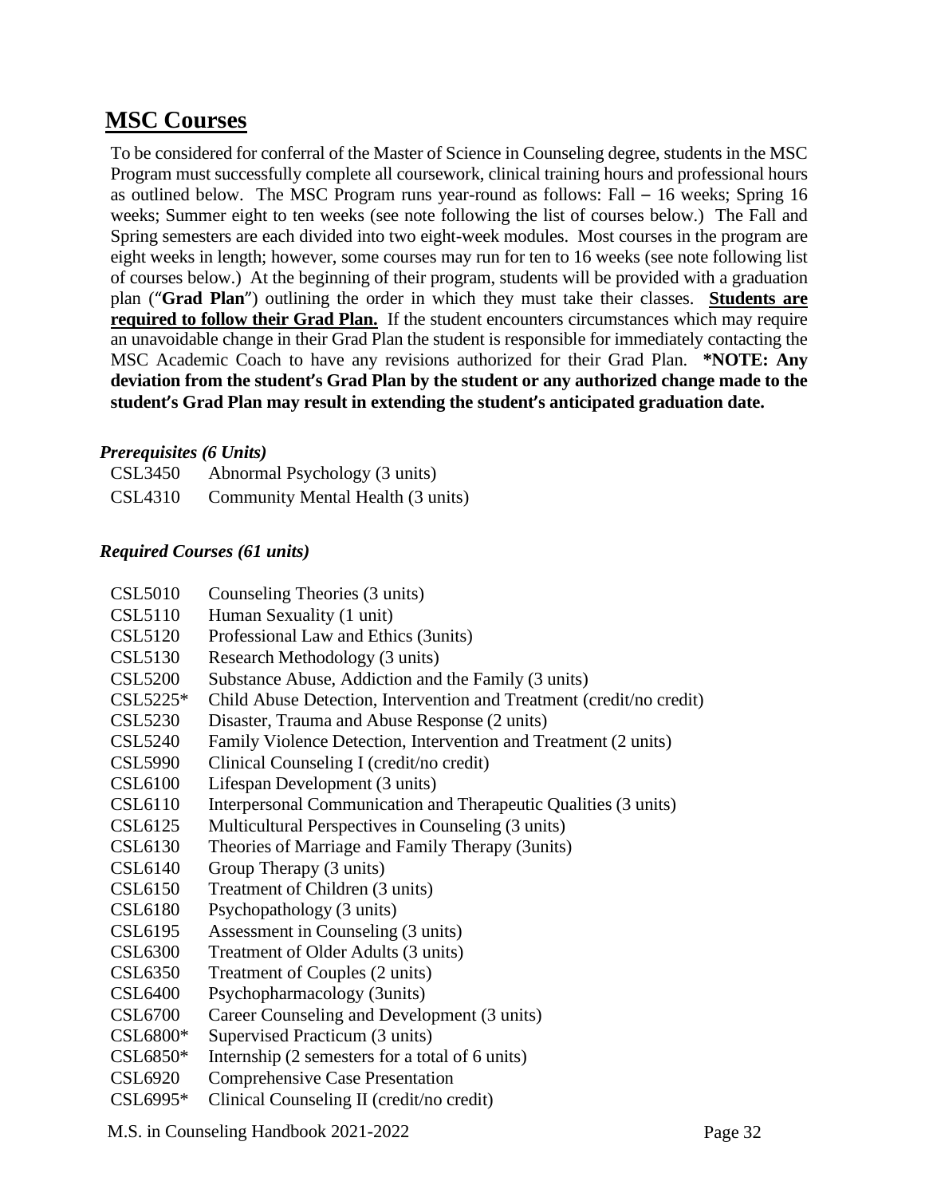## MSC Courses

To be considered for conferral of the Master of Science in Counseling degree, students in the MSC Program must successfully complete all coursework, clinical training hours and professional hours as outlined below. The MSC Program runs year-round as follows: Fall – 16 weeks; Spring 16 weeks; Summer eight to ten weeks (see note following the list of courses below.) The Fall and Spring semesters are each divided into two eight-week modules. Most courses in the program are eight weeks in length; however, some courses may run for ten to 16 weeks (see note following list of courses below.) At the beginning of their program, students will be provided with a graduation plan ("**Grad Plan**") outlining the order in which they must take their classes. **Students are required to follow their Grad Plan.** If the student encounters circumstances which may require an unavoidable change in their Grad Plan the student is responsible for immediately contacting the MSC Academic Coach to have any revisions authorized for their Grad Plan. **\*NOTE: Any deviation from the student's Grad Plan by the student or any authorized change made to the student's Grad Plan may result in extending the student's anticipated graduation date.**

***Prerequisites (6 Units)***

| | |
|---|---|
| CSL3450 | Abnormal Psychology (3 units) |
| CSL4310 | Community Mental Health (3 units) |

***Required Courses (61 units)***

| | |
|---|---|
| CSL5010 | Counseling Theories (3 units) |
| CSL5110 | Human Sexuality (1 unit) |
| CSL5120 | Professional Law and Ethics (3units) |
| CSL5130 | Research Methodology (3 units) |
| CSL5200 | Substance Abuse, Addiction and the Family (3 units) |
| CSL5225* | Child Abuse Detection, Intervention and Treatment (credit/no credit) |
| CSL5230 | Disaster, Trauma and Abuse Response (2 units) |
| CSL5240 | Family Violence Detection, Intervention and Treatment (2 units) |
| CSL5990 | Clinical Counseling I (credit/no credit) |
| CSL6100 | Lifespan Development (3 units) |
| CSL6110 | Interpersonal Communication and Therapeutic Qualities (3 units) |
| CSL6125 | Multicultural Perspectives in Counseling (3 units) |
| CSL6130 | Theories of Marriage and Family Therapy (3units) |
| CSL6140 | Group Therapy (3 units) |
| CSL6150 | Treatment of Children (3 units) |
| CSL6180 | Psychopathology (3 units) |
| CSL6195 | Assessment in Counseling (3 units) |
| CSL6300 | Treatment of Older Adults (3 units) |
| CSL6350 | Treatment of Couples (2 units) |
| CSL6400 | Psychopharmacology (3units) |
| CSL6700 | Career Counseling and Development (3 units) |
| CSL6800* | Supervised Practicum (3 units) |
| CSL6850* | Internship (2 semesters for a total of 6 units) |
| CSL6920 | Comprehensive Case Presentation |
| CSL6995* | Clinical Counseling II (credit/no credit) |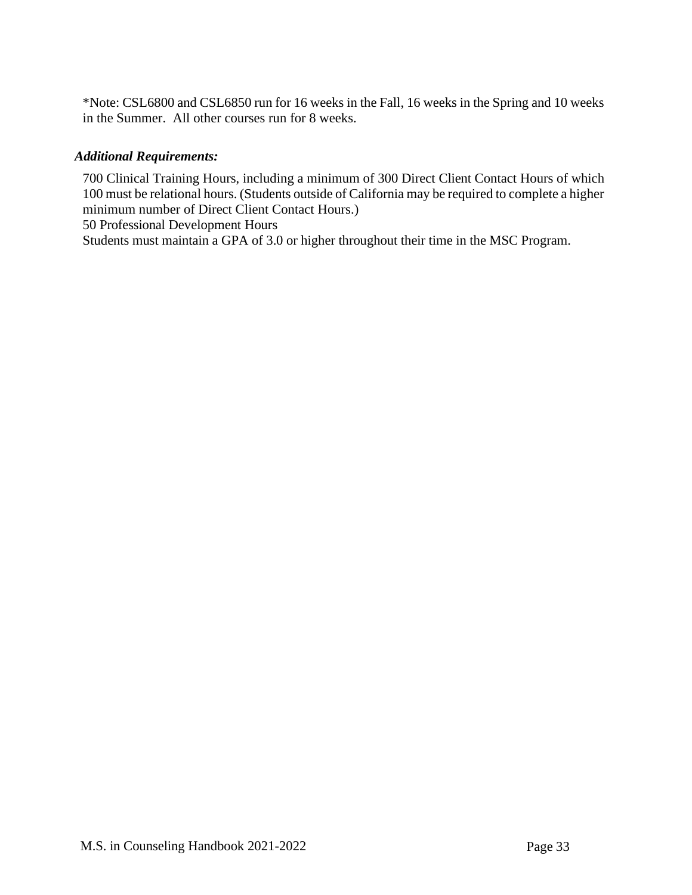*Note: CSL6800 and CSL6850 run for 16 weeks in the Fall, 16 weeks in the Spring and 10 weeks in the Summer. All other courses run for 8 weeks.

***Additional Requirements:***

700 Clinical Training Hours, including a minimum of 300 Direct Client Contact Hours of which 100 must be relational hours. (Students outside of California may be required to complete a higher minimum number of Direct Client Contact Hours.)

50 Professional Development Hours

Students must maintain a GPA of 3.0 or higher throughout their time in the MSC Program.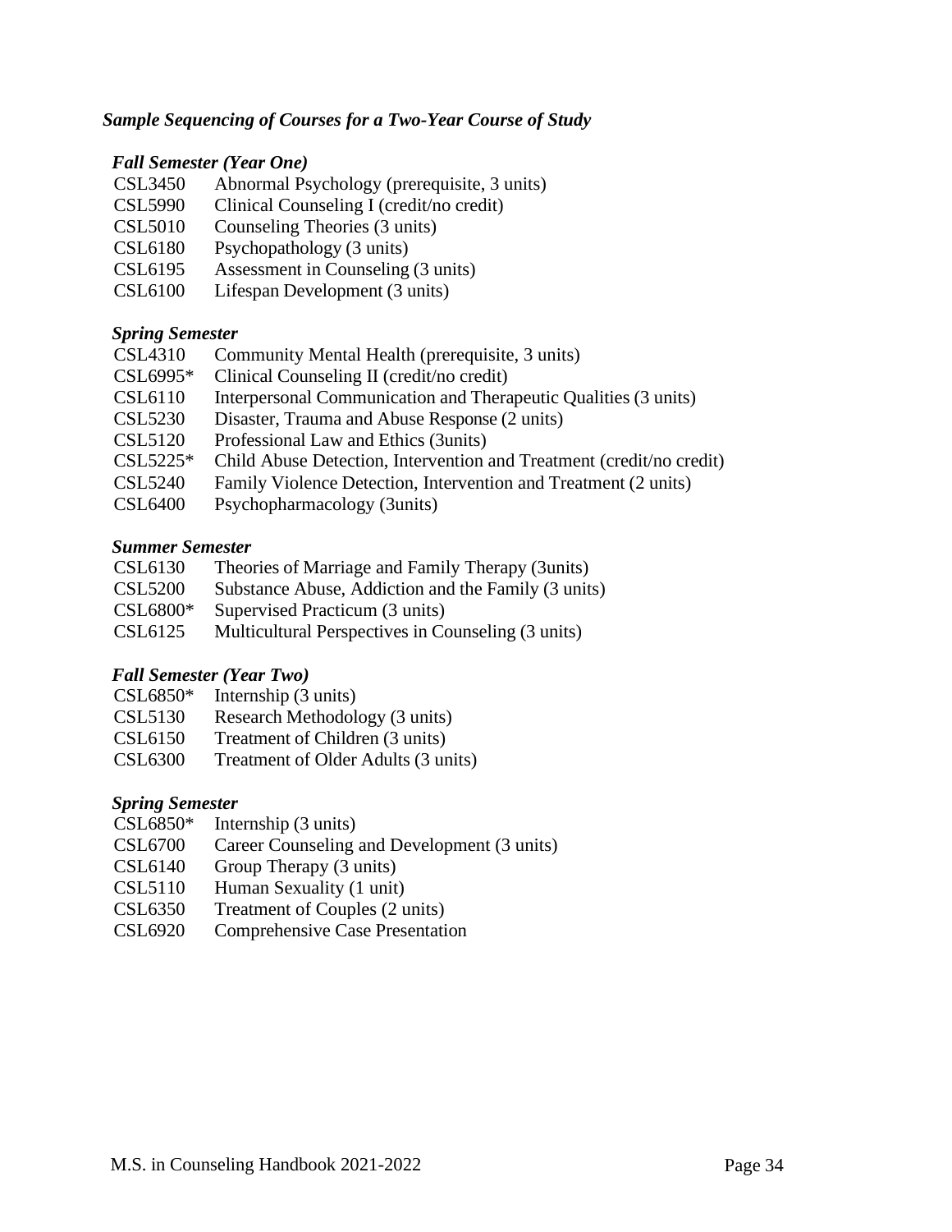### *Sample Sequencing of Courses for a Two-Year Course of Study*

#### *Fall Semester (Year One)*

CSL3450 Abnormal Psychology (prerequisite, 3 units)
CSL5990 Clinical Counseling I (credit/no credit)
CSL5010 Counseling Theories (3 units)
CSL6180 Psychopathology (3 units)
CSL6195 Assessment in Counseling (3 units)
CSL6100 Lifespan Development (3 units)

#### *Spring Semester*

CSL4310 Community Mental Health (prerequisite, 3 units)
CSL6995* Clinical Counseling II (credit/no credit)
CSL6110 Interpersonal Communication and Therapeutic Qualities (3 units)
CSL5230 Disaster, Trauma and Abuse Response (2 units)
CSL5120 Professional Law and Ethics (3units)
CSL5225* Child Abuse Detection, Intervention and Treatment (credit/no credit)
CSL5240 Family Violence Detection, Intervention and Treatment (2 units)
CSL6400 Psychopharmacology (3units)

#### *Summer Semester*

CSL6130 Theories of Marriage and Family Therapy (3units)
CSL5200 Substance Abuse, Addiction and the Family (3 units)
CSL6800* Supervised Practicum (3 units)
CSL6125 Multicultural Perspectives in Counseling (3 units)

#### *Fall Semester (Year Two)*

CSL6850* Internship (3 units)
CSL5130 Research Methodology (3 units)
CSL6150 Treatment of Children (3 units)
CSL6300 Treatment of Older Adults (3 units)

#### *Spring Semester*

CSL6850* Internship (3 units)
CSL6700 Career Counseling and Development (3 units)
CSL6140 Group Therapy (3 units)
CSL5110 Human Sexuality (1 unit)
CSL6350 Treatment of Couples (2 units)
CSL6920 Comprehensive Case Presentation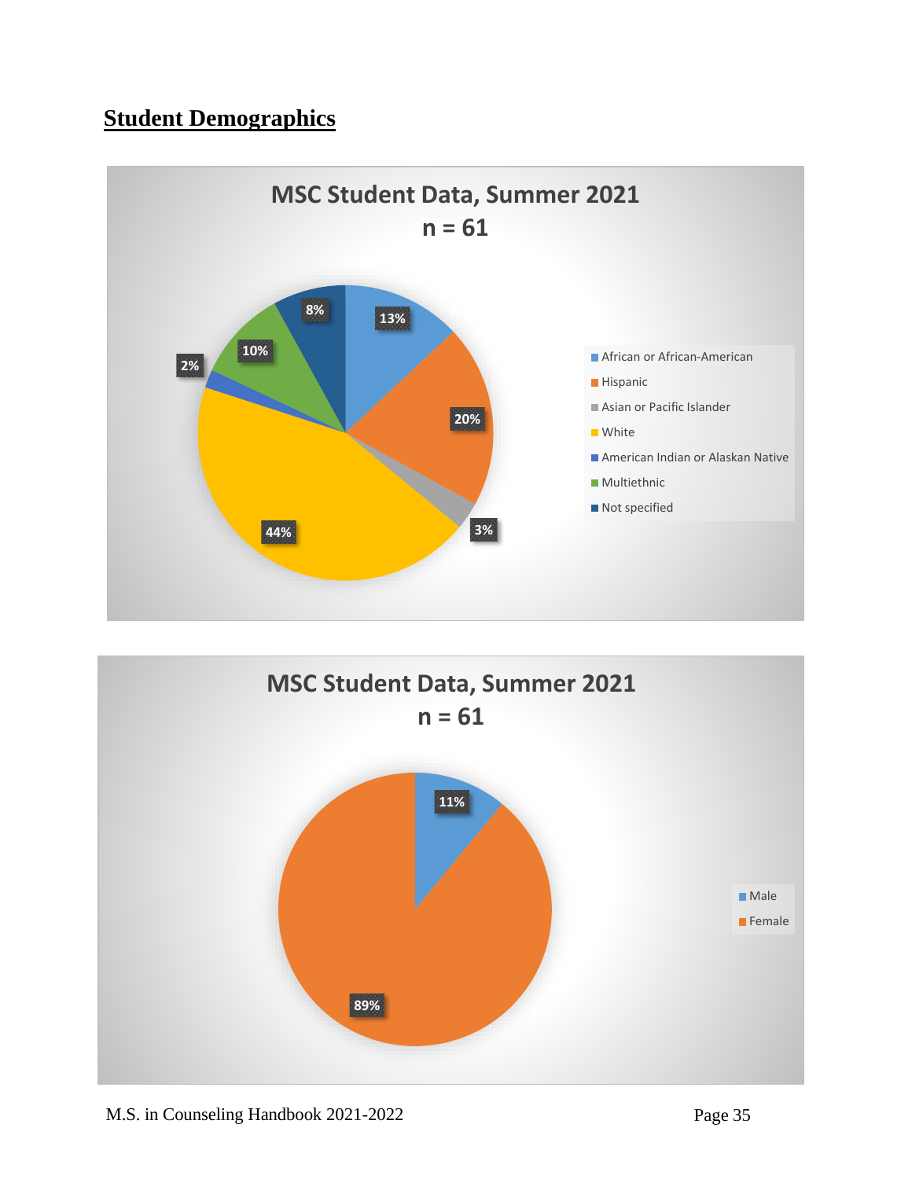## Student Demographics

**MSC Student Data, Summer 2021**
**n = 61**

| Category | Percentage |
|---|---|
| African or African-American | 13% |
| Hispanic | 20% |
| Asian or Pacific Islander | 3% |
| White | 44% |
| American Indian or Alaskan Native | 2% |
| Multiethnic | 10% |
| Not specified | 8% |

**MSC Student Data, Summer 2021**
**n = 61**

| Category | Percentage |
|---|---|
| Male | 11% |
| Female | 89% |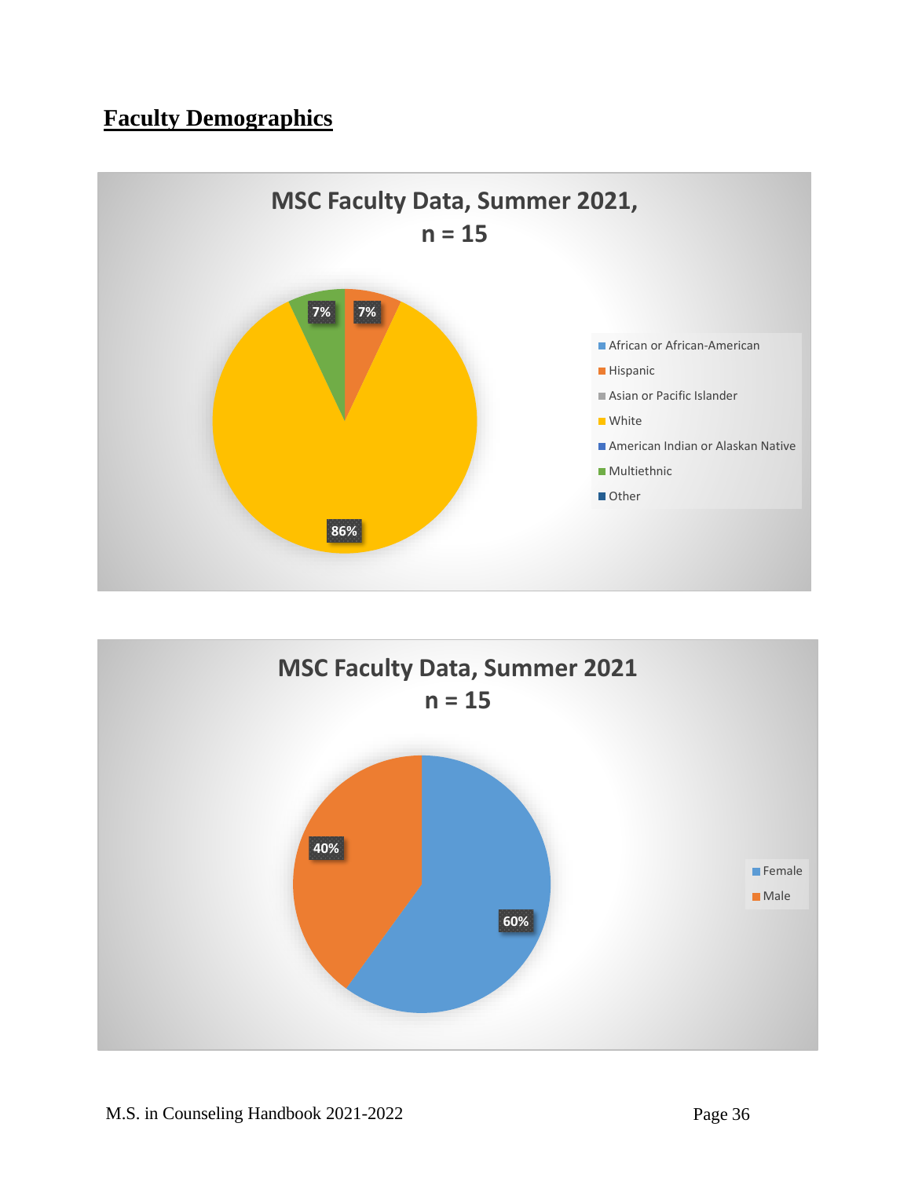## Faculty Demographics

**MSC Faculty Data, Summer 2021, n = 15**

| Category | Percentage |
|---|---|
| African or African-American | |
| Hispanic | 7% |
| Asian or Pacific Islander | |
| White | 86% |
| American Indian or Alaskan Native | |
| Multiethnic | 7% |
| Other | |

**MSC Faculty Data, Summer 2021 n = 15**

| Category | Percentage |
|---|---|
| Female | 60% |
| Male | 40% |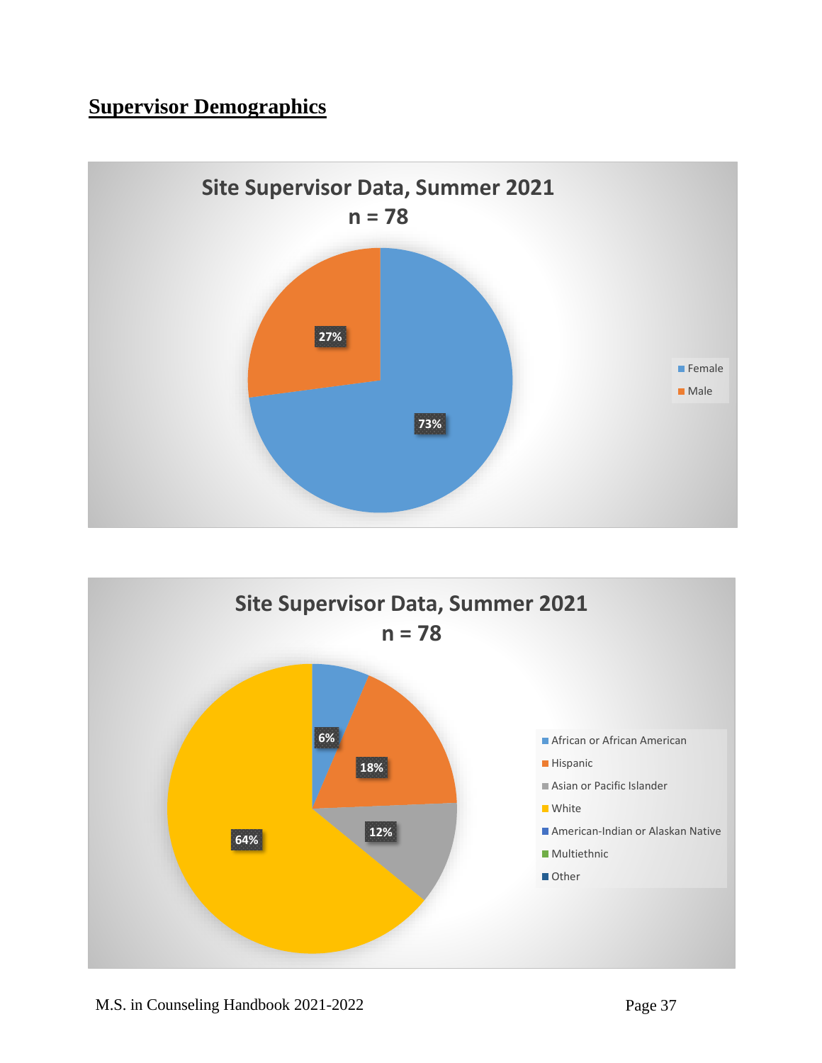## Supervisor Demographics

**Site Supervisor Data, Summer 2021**
**n = 78**

| Gender | Percentage |
|---|---|
| Female | 73% |
| Male | 27% |

**Site Supervisor Data, Summer 2021**
**n = 78**

| Race/Ethnicity | Percentage |
|---|---|
| African or African American | 6% |
| Hispanic | 18% |
| Asian or Pacific Islander | 12% |
| White | 64% |
| American-Indian or Alaskan Native | |
| Multiethnic | |
| Other | |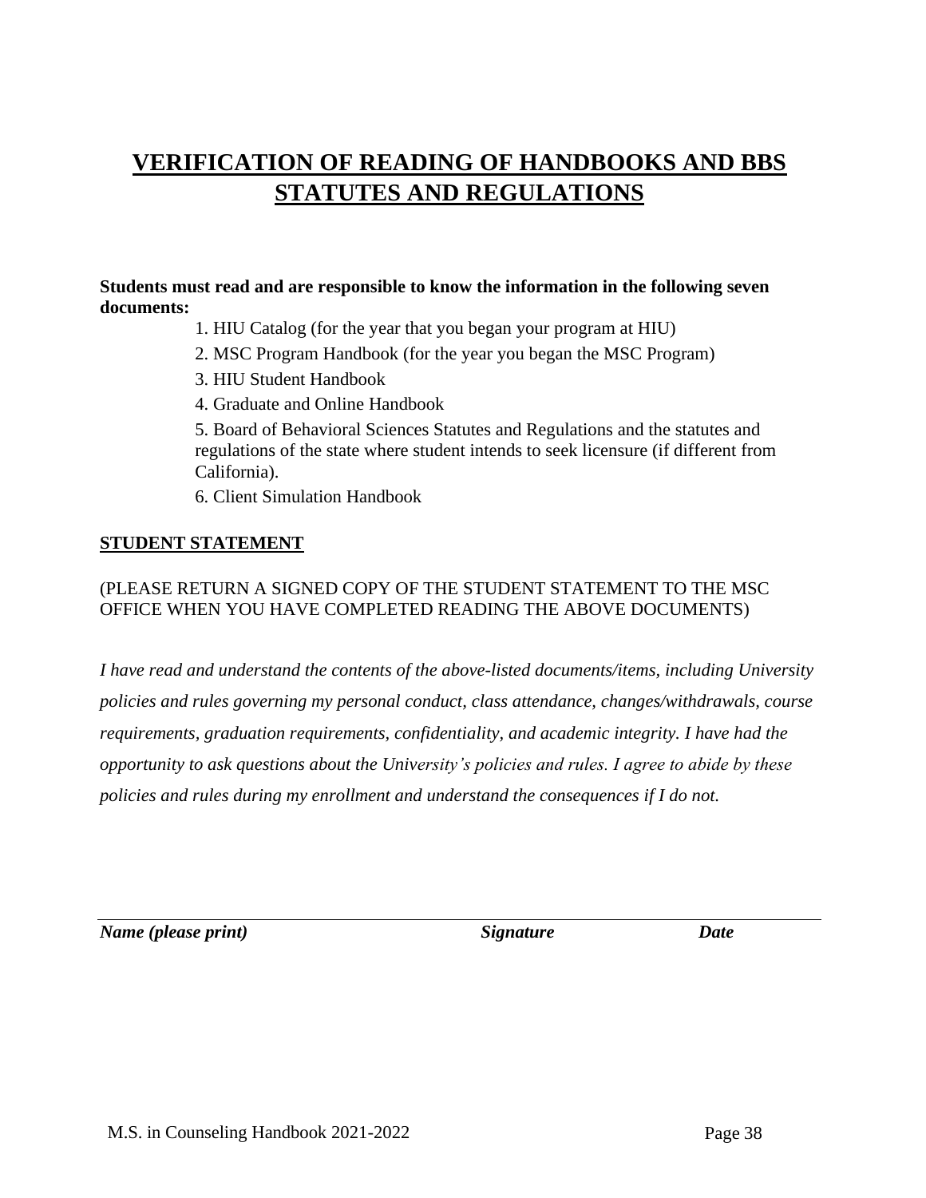# VERIFICATION OF READING OF HANDBOOKS AND BBS STATUTES AND REGULATIONS

**Students must read and are responsible to know the information in the following seven documents:**

1. HIU Catalog (for the year that you began your program at HIU)
2. MSC Program Handbook (for the year you began the MSC Program)
3. HIU Student Handbook
4. Graduate and Online Handbook
5. Board of Behavioral Sciences Statutes and Regulations and the statutes and regulations of the state where student intends to seek licensure (if different from California).
6. Client Simulation Handbook

**STUDENT STATEMENT**

(PLEASE RETURN A SIGNED COPY OF THE STUDENT STATEMENT TO THE MSC OFFICE WHEN YOU HAVE COMPLETED READING THE ABOVE DOCUMENTS)

*I have read and understand the contents of the above-listed documents/items, including University policies and rules governing my personal conduct, class attendance, changes/withdrawals, course requirements, graduation requirements, confidentiality, and academic integrity. I have had the opportunity to ask questions about the University's policies and rules. I agree to abide by these policies and rules during my enrollment and understand the consequences if I do not.*

***Name (please print)*** ***Signature*** ***Date***